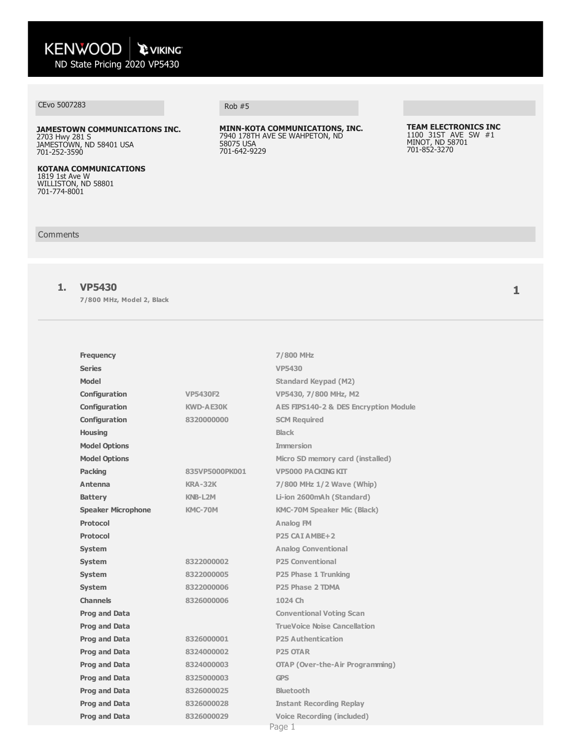KENWOOD | VIKING

# ND State Pricing 2020 VP5430

CEvo 5007283

**JAMESTOWN COMMUNICATIONS INC.**
2703 Hwy 281 S
JAMESTOWN, ND 58401 USA
701-252-3590

**KOTANA COMMUNICATIONS**
1819 1st Ave W
WILLISTON, ND 58801
701-774-8001

Rob #5

**MINN-KOTA COMMUNICATIONS, INC.**
7940 178TH AVE SE WAHPETON, ND
58075 USA
701-642-9229

**TEAM ELECTRONICS INC**
1100 31ST AVE SW #1
MINOT, ND 58701
701-852-3270

Comments

## 1. VP5430

**7/800 MHz, Model 2, Black**

1

| | | |
|---|---|---|
| **Frequency** | | 7/800 MHz |
| **Series** | | VP5430 |
| **Model** | | Standard Keypad (M2) |
| **Configuration** | VP5430F2 | VP5430, 7/800 MHz, M2 |
| **Configuration** | KWD-AE30K | AES FIPS140-2 & DES Encryption Module |
| **Configuration** | 8320000000 | SCM Required |
| **Housing** | | Black |
| **Model Options** | | Immersion |
| **Model Options** | | Micro SD memory card (installed) |
| **Packing** | 835VP5000PK001 | VP5000 PACKING KIT |
| **Antenna** | KRA-32K | 7/800 MHz 1/2 Wave (Whip) |
| **Battery** | KNB-L2M | Li-ion 2600mAh (Standard) |
| **Speaker Microphone** | KMC-70M | KMC-70M Speaker Mic (Black) |
| **Protocol** | | Analog FM |
| **Protocol** | | P25 CAI AMBE+2 |
| **System** | | Analog Conventional |
| **System** | 8322000002 | P25 Conventional |
| **System** | 8322000005 | P25 Phase 1 Trunking |
| **System** | 8322000006 | P25 Phase 2 TDMA |
| **Channels** | 8326000006 | 1024 Ch |
| **Prog and Data** | | Conventional Voting Scan |
| **Prog and Data** | | TrueVoice Noise Cancellation |
| **Prog and Data** | 8326000001 | P25 Authentication |
| **Prog and Data** | 8324000002 | P25 OTAR |
| **Prog and Data** | 8324000003 | OTAP (Over-the-Air Programming) |
| **Prog and Data** | 8325000003 | GPS |
| **Prog and Data** | 8326000025 | Bluetooth |
| **Prog and Data** | 8326000028 | Instant Recording Replay |
| **Prog and Data** | 8326000029 | Voice Recording (included) |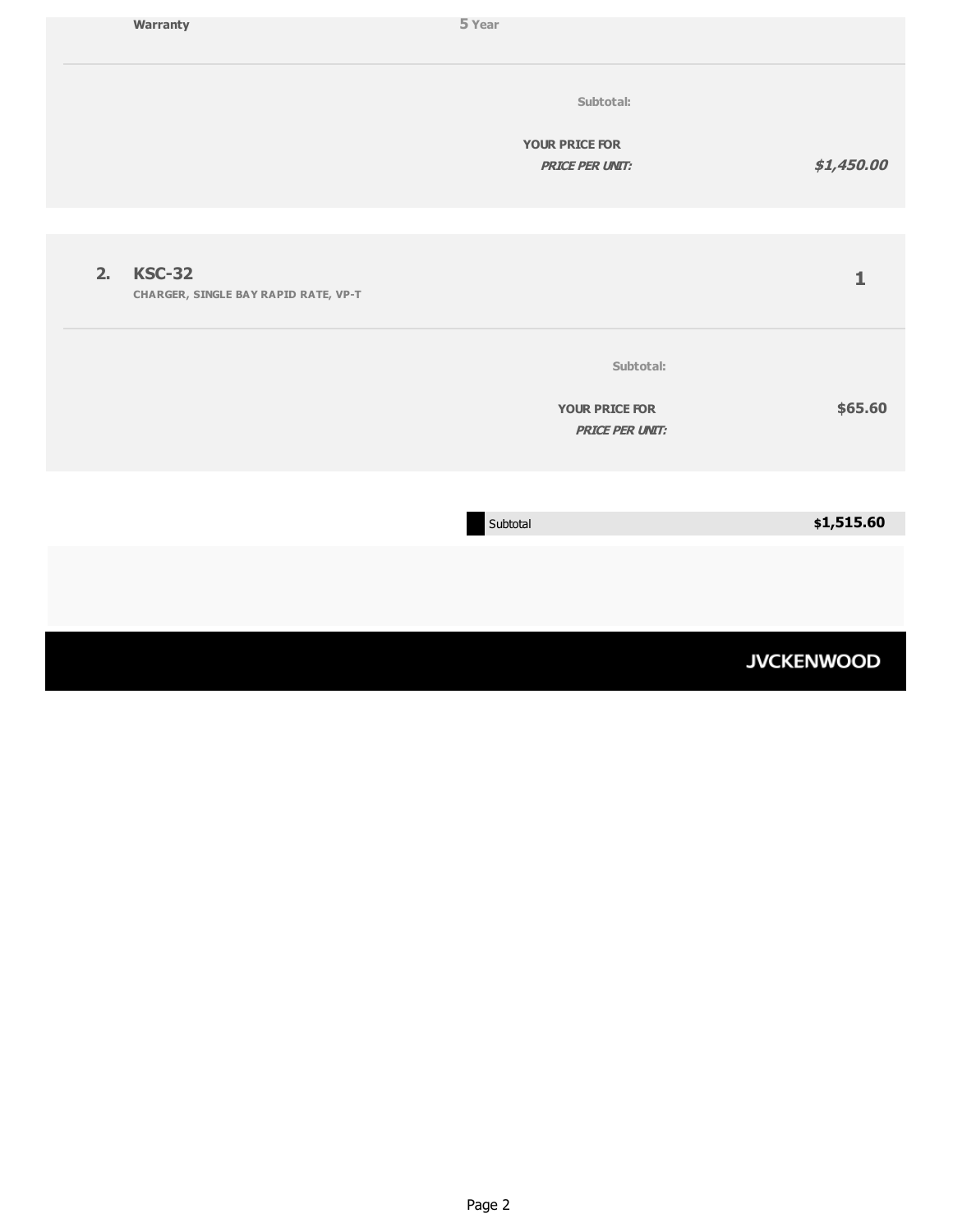| | |
|---|---|
| **Warranty** | **5** Year |

| | |
|---|---|
| **Subtotal:** | |
| **YOUR PRICE FOR** | |
| ***PRICE PER UNIT:*** | ***$1,450.00*** |

## 2. KSC-32

**CHARGER, SINGLE BAY RAPID RATE, VP-T** — **1**

| | |
|---|---|
| **Subtotal:** | |
| **YOUR PRICE FOR** | **$65.60** |
| ***PRICE PER UNIT:*** | |

| | |
|---|---|
| Subtotal | **$1,515.60** |

**JVCKENWOOD**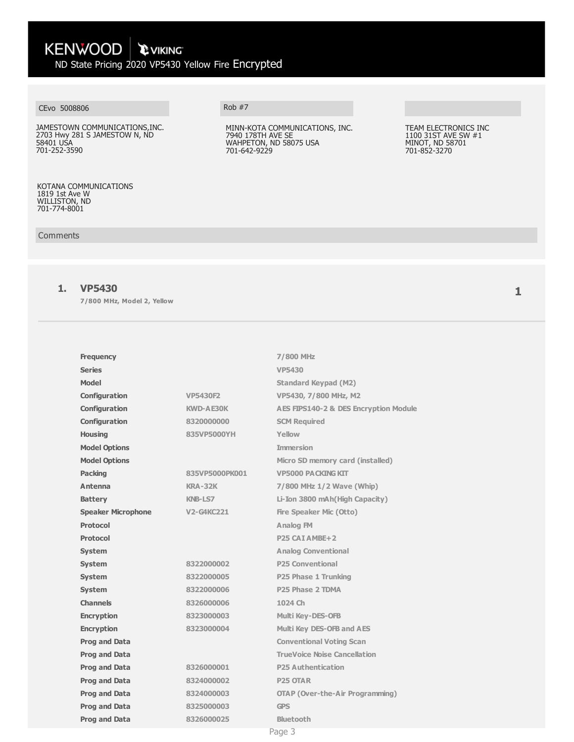# KENWOOD | VIKING

ND State Pricing 2020 VP5430 Yellow Fire Encrypted

CEvo 5008806

Rob #7

JAMESTOWN COMMUNICATIONS,INC.
2703 Hwy 281 S JAMESTOW N, ND
58401 USA
701-252-3590

MINN-KOTA COMMUNICATIONS, INC.
7940 178TH AVE SE
WAHPETON, ND 58075 USA
701-642-9229

TEAM ELECTRONICS INC
1100 31ST AVE SW #1
MINOT, ND 58701
701-852-3270

KOTANA COMMUNICATIONS
1819 1st Ave W
WILLISTON, ND
701-774-8001

Comments

## 1. VP5430

**7/800 MHz, Model 2, Yellow**

1

| | | |
|---|---|---|
| **Frequency** | | 7/800 MHz |
| **Series** | | VP5430 |
| **Model** | | Standard Keypad (M2) |
| **Configuration** | VP5430F2 | VP5430, 7/800 MHz, M2 |
| **Configuration** | KWD-AE30K | AES FIPS140-2 & DES Encryption Module |
| **Configuration** | 8320000000 | SCM Required |
| **Housing** | 835VP5000YH | Yellow |
| **Model Options** | | Immersion |
| **Model Options** | | Micro SD memory card (installed) |
| **Packing** | 835VP5000PK001 | VP5000 PACKING KIT |
| **Antenna** | KRA-32K | 7/800 MHz 1/2 Wave (Whip) |
| **Battery** | KNB-LS7 | Li-Ion 3800 mAh(High Capacity) |
| **Speaker Microphone** | V2-G4KC221 | Fire Speaker Mic (Otto) |
| **Protocol** | | Analog FM |
| **Protocol** | | P25 CAI AMBE+2 |
| **System** | | Analog Conventional |
| **System** | 8322000002 | P25 Conventional |
| **System** | 8322000005 | P25 Phase 1 Trunking |
| **System** | 8322000006 | P25 Phase 2 TDMA |
| **Channels** | 8326000006 | 1024 Ch |
| **Encryption** | 8323000003 | Multi Key-DES-OFB |
| **Encryption** | 8323000004 | Multi Key DES-OFB and AES |
| **Prog and Data** | | Conventional Voting Scan |
| **Prog and Data** | | TrueVoice Noise Cancellation |
| **Prog and Data** | 8326000001 | P25 Authentication |
| **Prog and Data** | 8324000002 | P25 OTAR |
| **Prog and Data** | 8324000003 | OTAP (Over-the-Air Programming) |
| **Prog and Data** | 8325000003 | GPS |
| **Prog and Data** | 8326000025 | Bluetooth |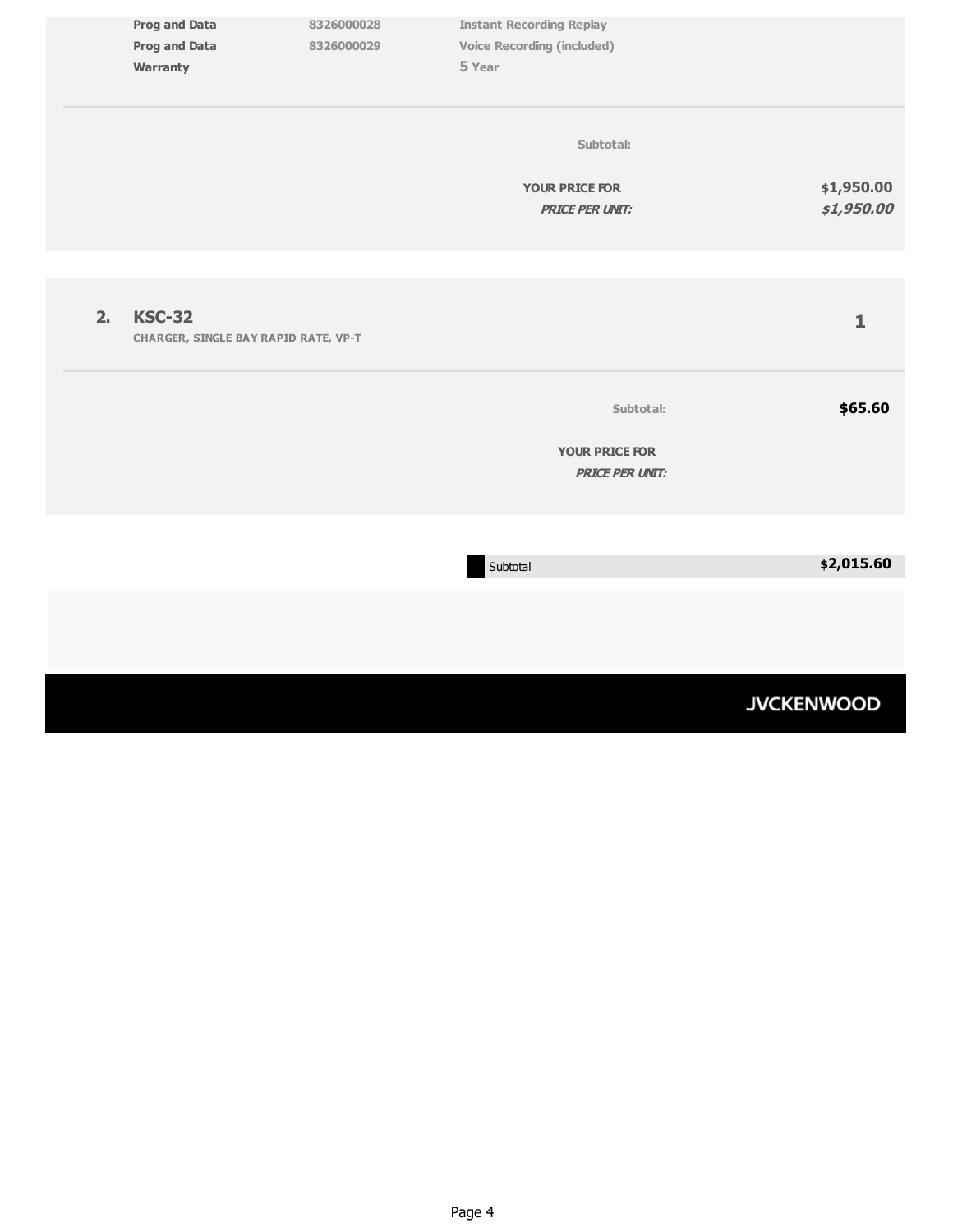| | | |
|---|---|---|
| **Prog and Data** | 8326000028 | Instant Recording Replay |
| **Prog and Data** | 8326000029 | Voice Recording (included) |
| **Warranty** | | 5 Year |

**Subtotal:**

**YOUR PRICE FOR** $1,950.00

***PRICE PER UNIT:*** ***$1,950.00***

---

**2. KSC-32** — **1**

**CHARGER, SINGLE BAY RAPID RATE, VP-T**

**Subtotal:** **$65.60**

**YOUR PRICE FOR**

***PRICE PER UNIT:***

---

| Subtotal | **$2,015.60** |
|---|---|

**JVCKENWOOD**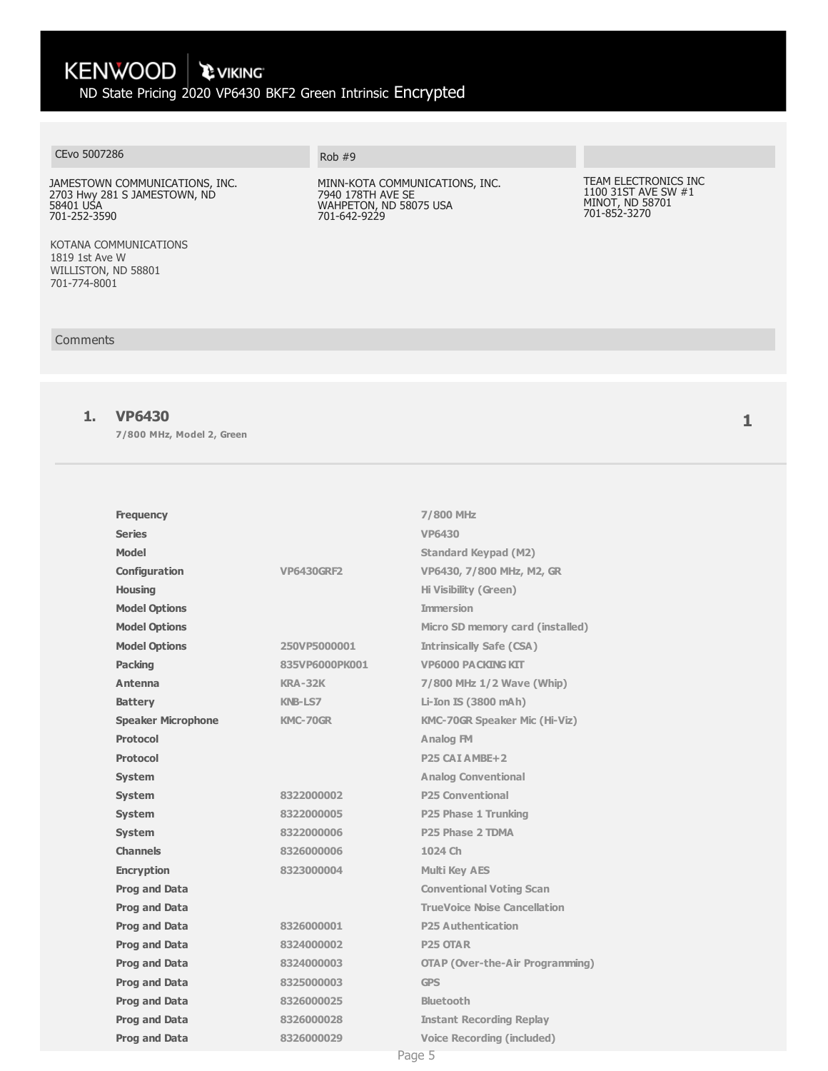# KENWOOD | VIKING

## ND State Pricing 2020 VP6430 BKF2 Green Intrinsic Encrypted

| CEvo 5007286 | Rob #9 | |
|---|---|---|
| JAMESTOWN COMMUNICATIONS, INC.<br>2703 Hwy 281 S JAMESTOWN, ND<br>58401 USA<br>701-252-3590 | MINN-KOTA COMMUNICATIONS, INC.<br>7940 178TH AVE SE<br>WAHPETON, ND 58075 USA<br>701-642-9229 | TEAM ELECTRONICS INC<br>1100 31ST AVE SW #1<br>MINOT, ND 58701<br>701-852-3270 |
| KOTANA COMMUNICATIONS<br>1819 1st Ave W<br>WILLISTON, ND 58801<br>701-774-8001 | | |

Comments

### 1. VP6430

**7/800 MHz, Model 2, Green** — **1**

| | | |
|---|---|---|
| **Frequency** | | 7/800 MHz |
| **Series** | | VP6430 |
| **Model** | | Standard Keypad (M2) |
| **Configuration** | VP6430GRF2 | VP6430, 7/800 MHz, M2, GR |
| **Housing** | | Hi Visibility (Green) |
| **Model Options** | | Immersion |
| **Model Options** | | Micro SD memory card (installed) |
| **Model Options** | 250VP5000001 | Intrinsically Safe (CSA) |
| **Packing** | 835VP6000PK001 | VP6000 PACKING KIT |
| **Antenna** | KRA-32K | 7/800 MHz 1/2 Wave (Whip) |
| **Battery** | KNB-LS7 | Li-Ion IS (3800 mAh) |
| **Speaker Microphone** | KMC-70GR | KMC-70GR Speaker Mic (Hi-Viz) |
| **Protocol** | | Analog FM |
| **Protocol** | | P25 CAI AMBE+2 |
| **System** | | Analog Conventional |
| **System** | 8322000002 | P25 Conventional |
| **System** | 8322000005 | P25 Phase 1 Trunking |
| **System** | 8322000006 | P25 Phase 2 TDMA |
| **Channels** | 8326000006 | 1024 Ch |
| **Encryption** | 8323000004 | Multi Key AES |
| **Prog and Data** | | Conventional Voting Scan |
| **Prog and Data** | | TrueVoice Noise Cancellation |
| **Prog and Data** | 8326000001 | P25 Authentication |
| **Prog and Data** | 8324000002 | P25 OTAR |
| **Prog and Data** | 8324000003 | OTAP (Over-the-Air Programming) |
| **Prog and Data** | 8325000003 | GPS |
| **Prog and Data** | 8326000025 | Bluetooth |
| **Prog and Data** | 8326000028 | Instant Recording Replay |
| **Prog and Data** | 8326000029 | Voice Recording (included) |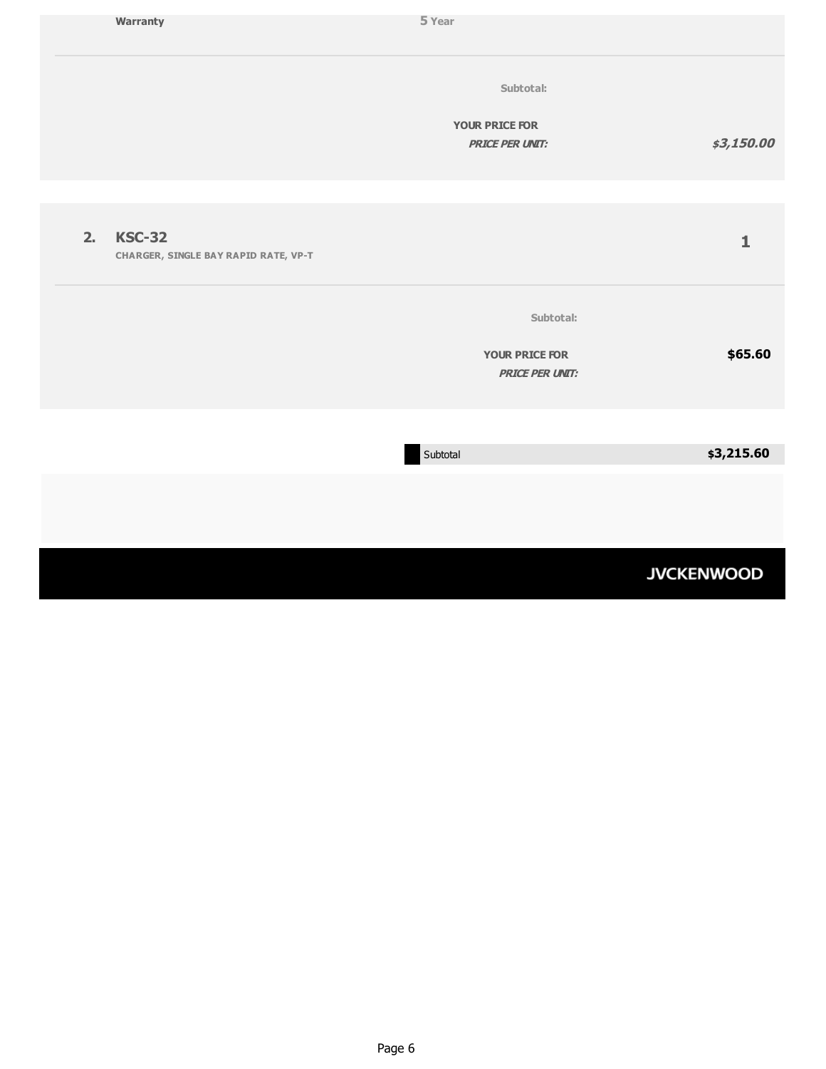Warranty 5 Year

Subtotal:

YOUR PRICE FOR
*PRICE PER UNIT:* *$3,150.00*

**2. KSC-32** 1
CHARGER, SINGLE BAY RAPID RATE, VP-T

Subtotal:

YOUR PRICE FOR **$65.60**
*PRICE PER UNIT:*

| Subtotal | $3,215.60 |
| --- | --- |

JVCKENWOOD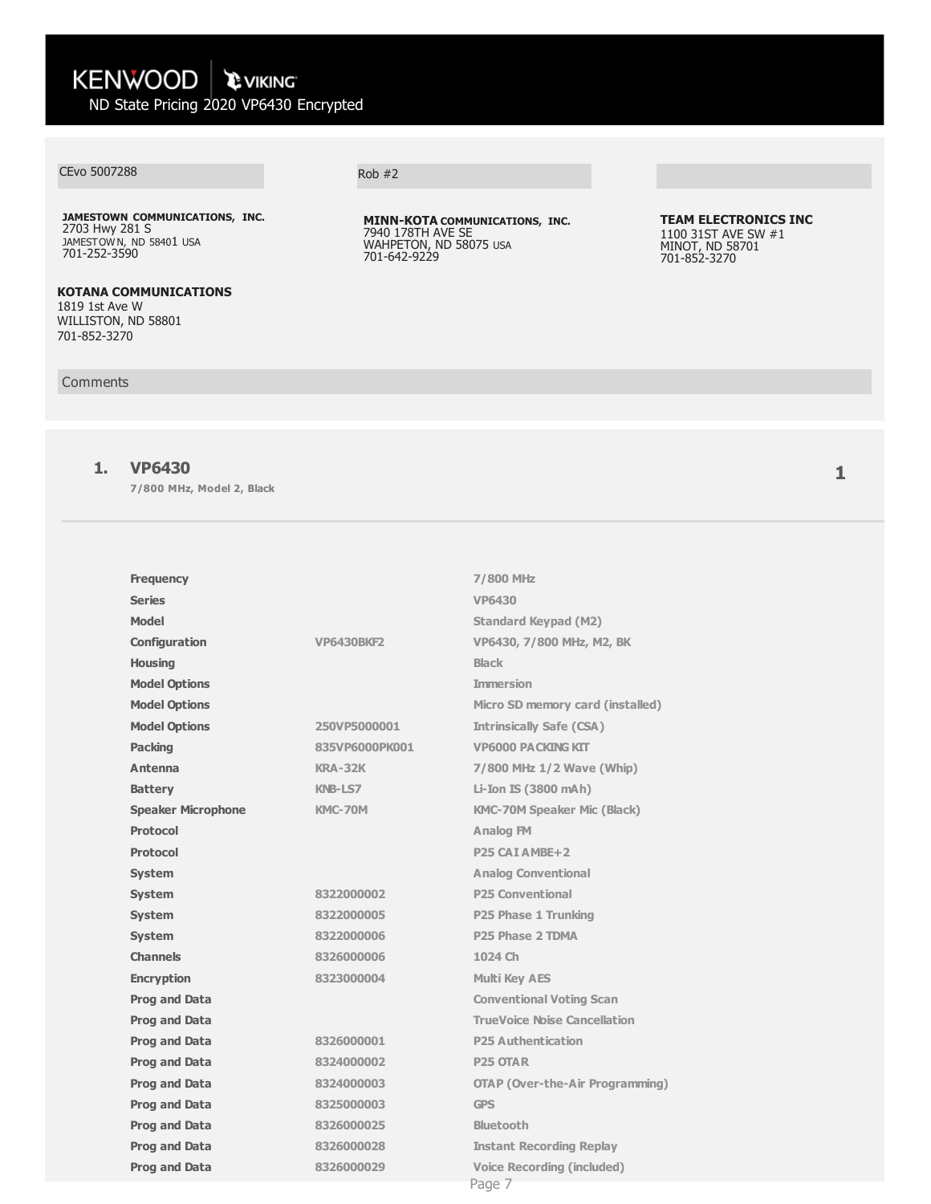# KENWOOD | VIKING

ND State Pricing 2020 VP6430 Encrypted

CEvo 5007288

Rob #2

**JAMESTOWN COMMUNICATIONS, INC.**
2703 Hwy 281 S
JAMESTOWN, ND 58401 USA
701-252-3590

**MINN-KOTA COMMUNICATIONS, INC.**
7940 178TH AVE SE
WAHPETON, ND 58075 USA
701-642-9229

**TEAM ELECTRONICS INC**
1100 31ST AVE SW #1
MINOT, ND 58701
701-852-3270

**KOTANA COMMUNICATIONS**
1819 1st Ave W
WILLISTON, ND 58801
701-852-3270

Comments

## 1. VP6430

**7/800 MHz, Model 2, Black**

1

| | | |
|---|---|---|
| **Frequency** | | 7/800 MHz |
| **Series** | | VP6430 |
| **Model** | | Standard Keypad (M2) |
| **Configuration** | VP6430BKF2 | VP6430, 7/800 MHz, M2, BK |
| **Housing** | | Black |
| **Model Options** | | Immersion |
| **Model Options** | | Micro SD memory card (installed) |
| **Model Options** | 250VP5000001 | Intrinsically Safe (CSA) |
| **Packing** | 835VP6000PK001 | VP6000 PACKING KIT |
| **Antenna** | KRA-32K | 7/800 MHz 1/2 Wave (Whip) |
| **Battery** | KNB-LS7 | Li-Ion IS (3800 mAh) |
| **Speaker Microphone** | KMC-70M | KMC-70M Speaker Mic (Black) |
| **Protocol** | | Analog FM |
| **Protocol** | | P25 CAI AMBE+2 |
| **System** | | Analog Conventional |
| **System** | 8322000002 | P25 Conventional |
| **System** | 8322000005 | P25 Phase 1 Trunking |
| **System** | 8322000006 | P25 Phase 2 TDMA |
| **Channels** | 8326000006 | 1024 Ch |
| **Encryption** | 8323000004 | Multi Key AES |
| **Prog and Data** | | Conventional Voting Scan |
| **Prog and Data** | | TrueVoice Noise Cancellation |
| **Prog and Data** | 8326000001 | P25 Authentication |
| **Prog and Data** | 8324000002 | P25 OTAR |
| **Prog and Data** | 8324000003 | OTAP (Over-the-Air Programming) |
| **Prog and Data** | 8325000003 | GPS |
| **Prog and Data** | 8326000025 | Bluetooth |
| **Prog and Data** | 8326000028 | Instant Recording Replay |
| **Prog and Data** | 8326000029 | Voice Recording (included) |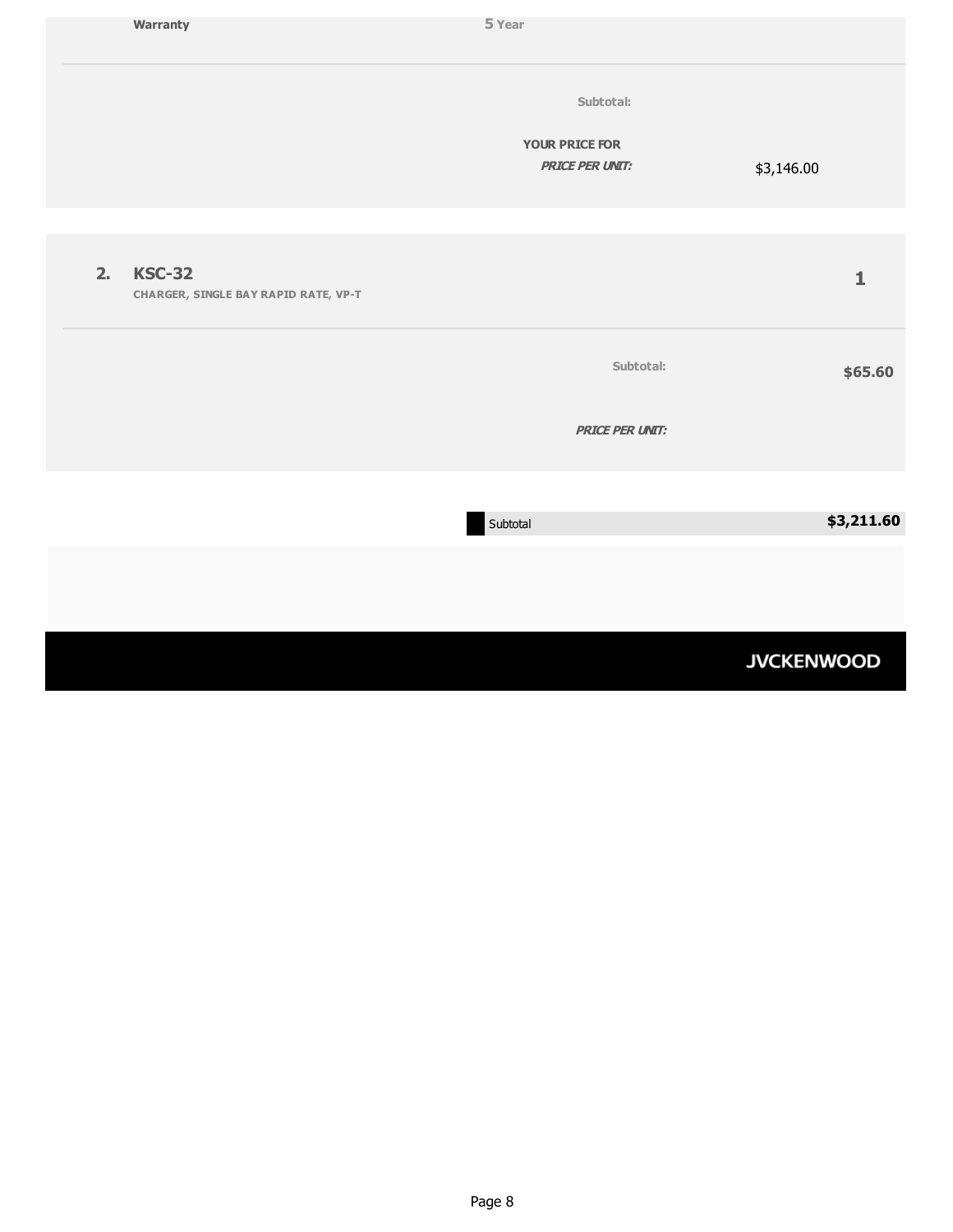| Warranty | 5 Year |
| --- | --- |

| | |
| --- | --- |
| Subtotal: | |
| YOUR PRICE FOR | |
| *PRICE PER UNIT:* | $3,146.00 |

**2. KSC-32** — **1**

CHARGER, SINGLE BAY RAPID RATE, VP-T

| | |
| --- | --- |
| Subtotal: | **$65.60** |
| *PRICE PER UNIT:* | |

| | |
| --- | --- |
| Subtotal | **$3,211.60** |

JVCKENWOOD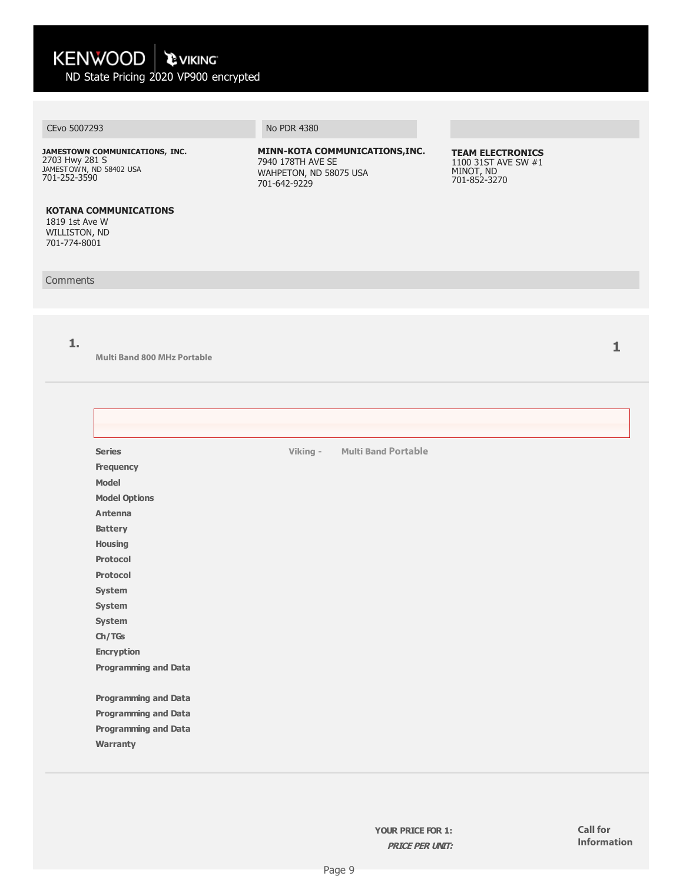**KENWOOD | VIKING**

ND State Pricing 2020 VP900 encrypted

CEvo 5007293

**JAMESTOWN COMMUNICATIONS, INC.**
2703 Hwy 281 S
JAMESTOWN, ND 58402 USA
701-252-3590

No PDR 4380

**MINN-KOTA COMMUNICATIONS,INC.**
7940 178TH AVE SE
WAHPETON, ND 58075 USA
701-642-9229

**TEAM ELECTRONICS**
1100 31ST AVE SW #1
MINOT, ND
701-852-3270

**KOTANA COMMUNICATIONS**
1819 1st Ave W
WILLISTON, ND
701-774-8001

Comments

**1.** Multi Band 800 MHz Portable — **1**

| | | |
|---|---|---|
| **Series** | Viking - | Multi Band Portable |
| **Frequency** | | |
| **Model** | | |
| **Model Options** | | |
| **Antenna** | | |
| **Battery** | | |
| **Housing** | | |
| **Protocol** | | |
| **Protocol** | | |
| **System** | | |
| **System** | | |
| **System** | | |
| **Ch/TGs** | | |
| **Encryption** | | |
| **Programming and Data** | | |
| **Programming and Data** | | |
| **Programming and Data** | | |
| **Programming and Data** | | |
| **Warranty** | | |

**YOUR PRICE FOR 1:** **Call for Information**

***PRICE PER UNIT:***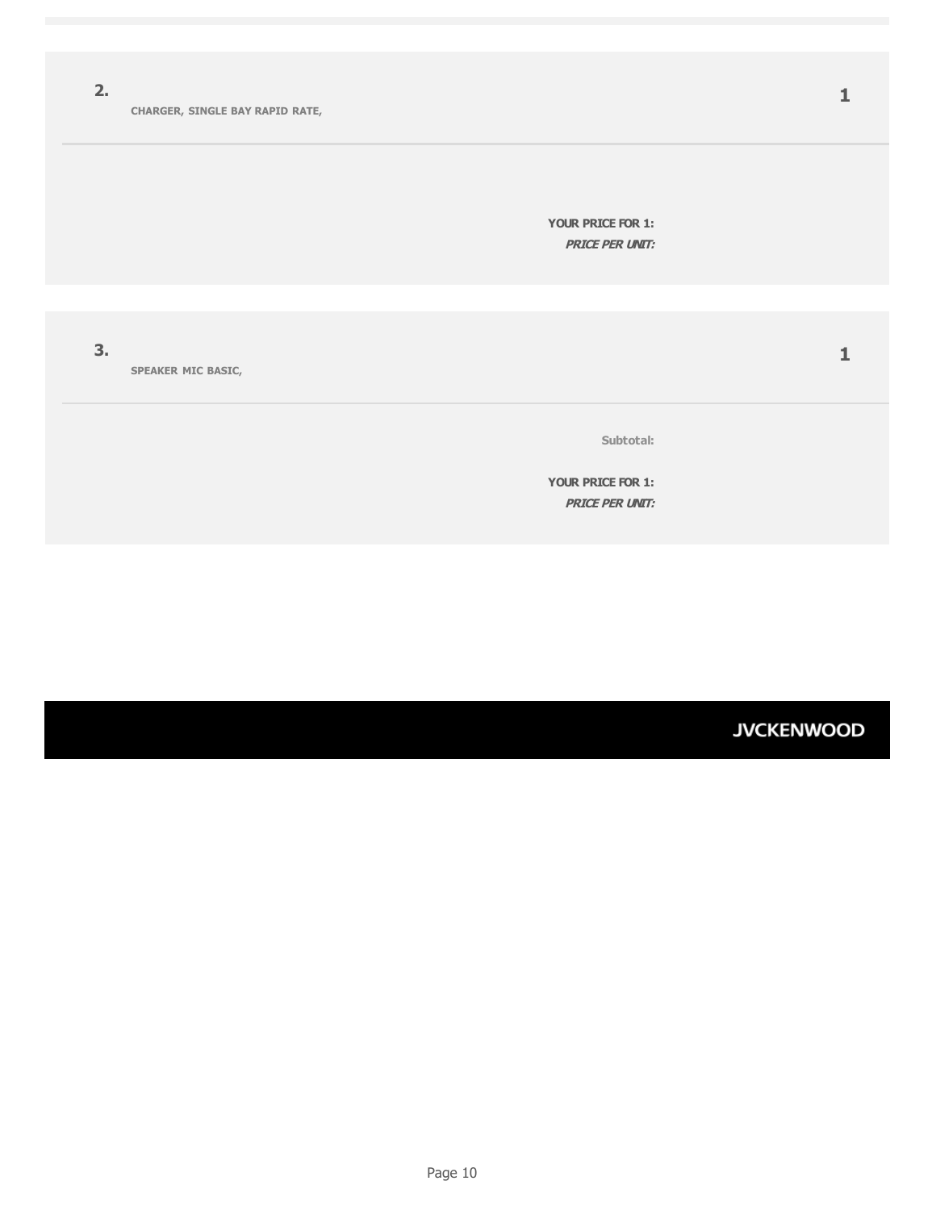**2.** CHARGER, SINGLE BAY RAPID RATE,

**1**

**YOUR PRICE FOR 1:**

***PRICE PER UNIT:***

**3.** SPEAKER MIC BASIC,

**1**

Subtotal:

**YOUR PRICE FOR 1:**

***PRICE PER UNIT:***

JVCKENWOOD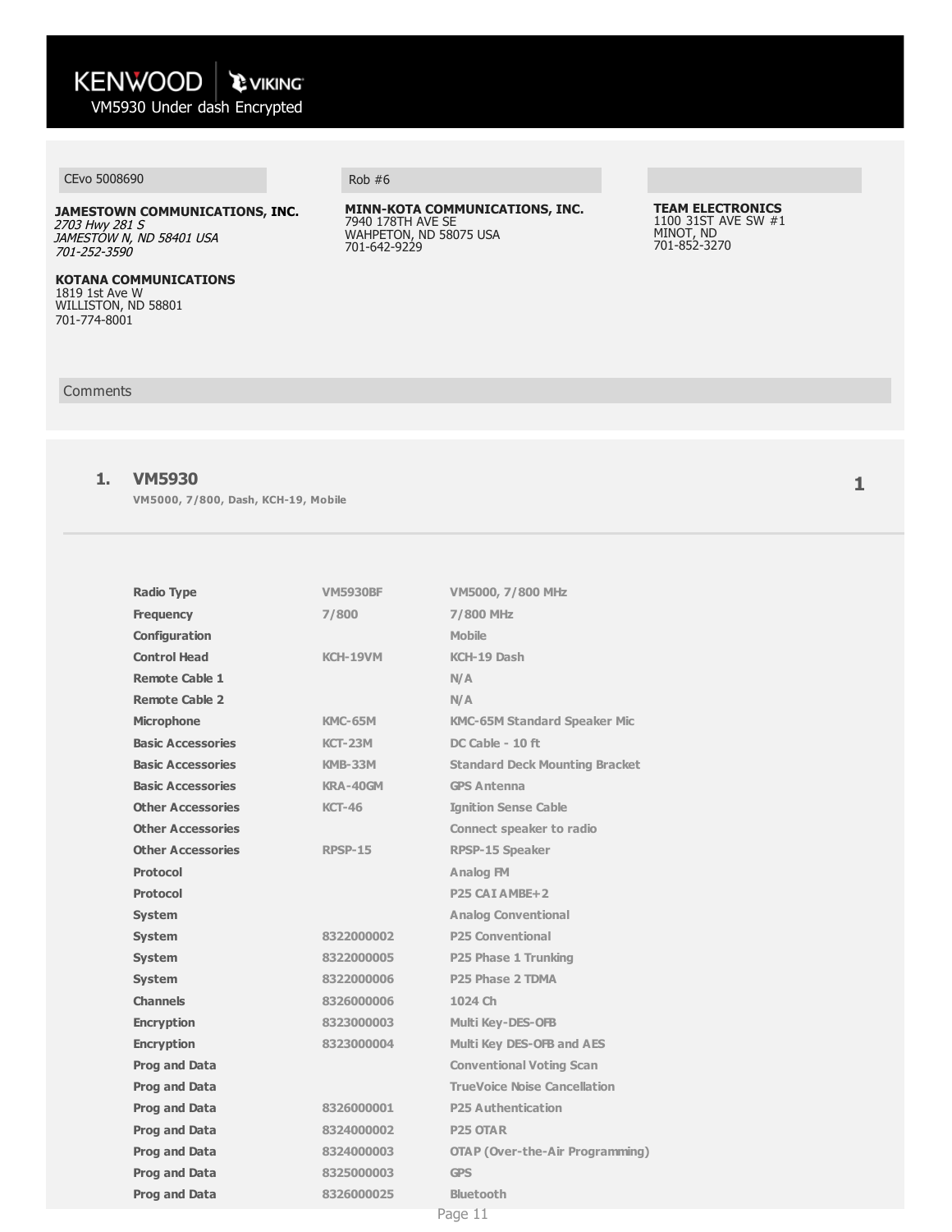# KENWOOD | VIKING

VM5930 Under dash Encrypted

CEvo 5008690

**JAMESTOWN COMMUNICATIONS, INC.**
*2703 Hwy 281 S*
*JAMESTOW N, ND 58401 USA*
*701-252-3590*

**KOTANA COMMUNICATIONS**
1819 1st Ave W
WILLISTON, ND 58801
701-774-8001

Rob #6

**MINN-KOTA COMMUNICATIONS, INC.**
7940 178TH AVE SE
WAHPETON, ND 58075 USA
701-642-9229

**TEAM ELECTRONICS**
1100 31ST AVE SW #1
MINOT, ND
701-852-3270

Comments

## 1. VM5930

**VM5000, 7/800, Dash, KCH-19, Mobile**

**1**

| | | |
|---|---|---|
| **Radio Type** | VM5930BF | VM5000, 7/800 MHz |
| **Frequency** | 7/800 | 7/800 MHz |
| **Configuration** | | Mobile |
| **Control Head** | KCH-19VM | KCH-19 Dash |
| **Remote Cable 1** | | N/A |
| **Remote Cable 2** | | N/A |
| **Microphone** | KMC-65M | KMC-65M Standard Speaker Mic |
| **Basic Accessories** | KCT-23M | DC Cable - 10 ft |
| **Basic Accessories** | KMB-33M | Standard Deck Mounting Bracket |
| **Basic Accessories** | KRA-40GM | GPS Antenna |
| **Other Accessories** | KCT-46 | Ignition Sense Cable |
| **Other Accessories** | | Connect speaker to radio |
| **Other Accessories** | RPSP-15 | RPSP-15 Speaker |
| **Protocol** | | Analog FM |
| **Protocol** | | P25 CAI AMBE+2 |
| **System** | | Analog Conventional |
| **System** | 8322000002 | P25 Conventional |
| **System** | 8322000005 | P25 Phase 1 Trunking |
| **System** | 8322000006 | P25 Phase 2 TDMA |
| **Channels** | 8326000006 | 1024 Ch |
| **Encryption** | 8323000003 | Multi Key-DES-OFB |
| **Encryption** | 8323000004 | Multi Key DES-OFB and AES |
| **Prog and Data** | | Conventional Voting Scan |
| **Prog and Data** | | TrueVoice Noise Cancellation |
| **Prog and Data** | 8326000001 | P25 Authentication |
| **Prog and Data** | 8324000002 | P25 OTAR |
| **Prog and Data** | 8324000003 | OTAP (Over-the-Air Programming) |
| **Prog and Data** | 8325000003 | GPS |
| **Prog and Data** | 8326000025 | Bluetooth |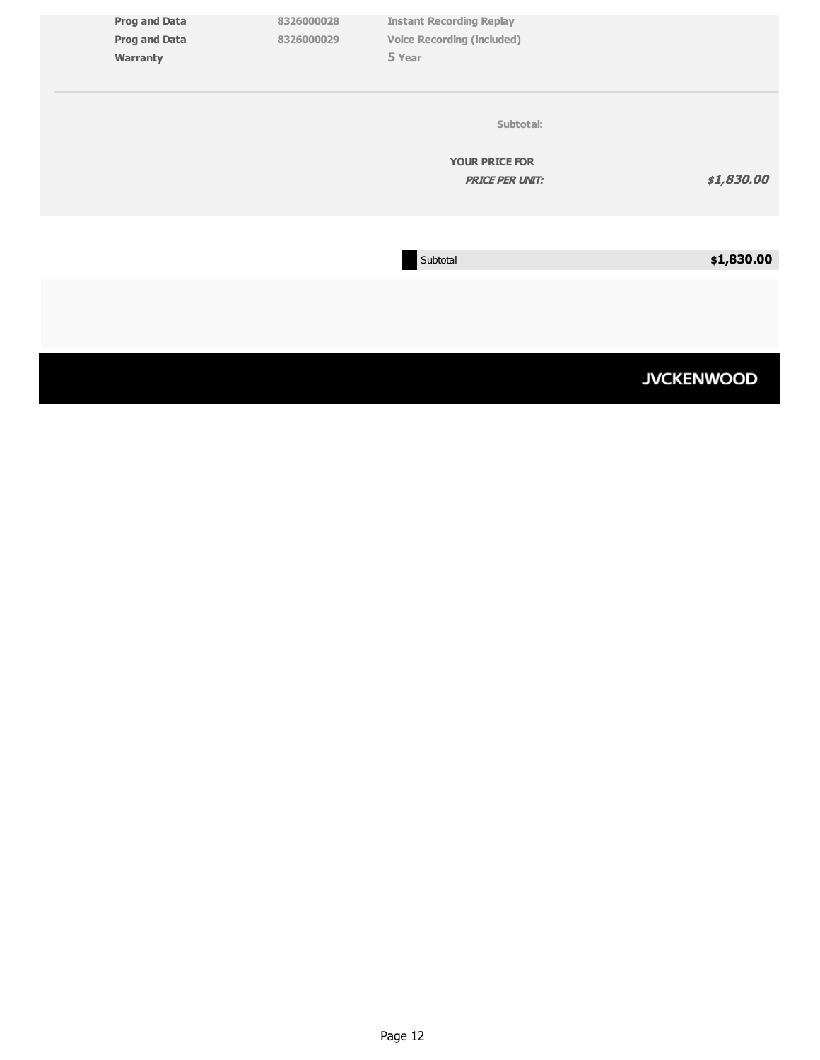| | | |
|---|---|---|
| **Prog and Data** | 8326000028 | Instant Recording Replay |
| **Prog and Data** | 8326000029 | Voice Recording (included) |
| **Warranty** | | **5** Year |

**Subtotal:**

**YOUR PRICE FOR**
***PRICE PER UNIT:*** ***$1,830.00***

| Subtotal | **$1,830.00** |
|---|---|

JVCKENWOOD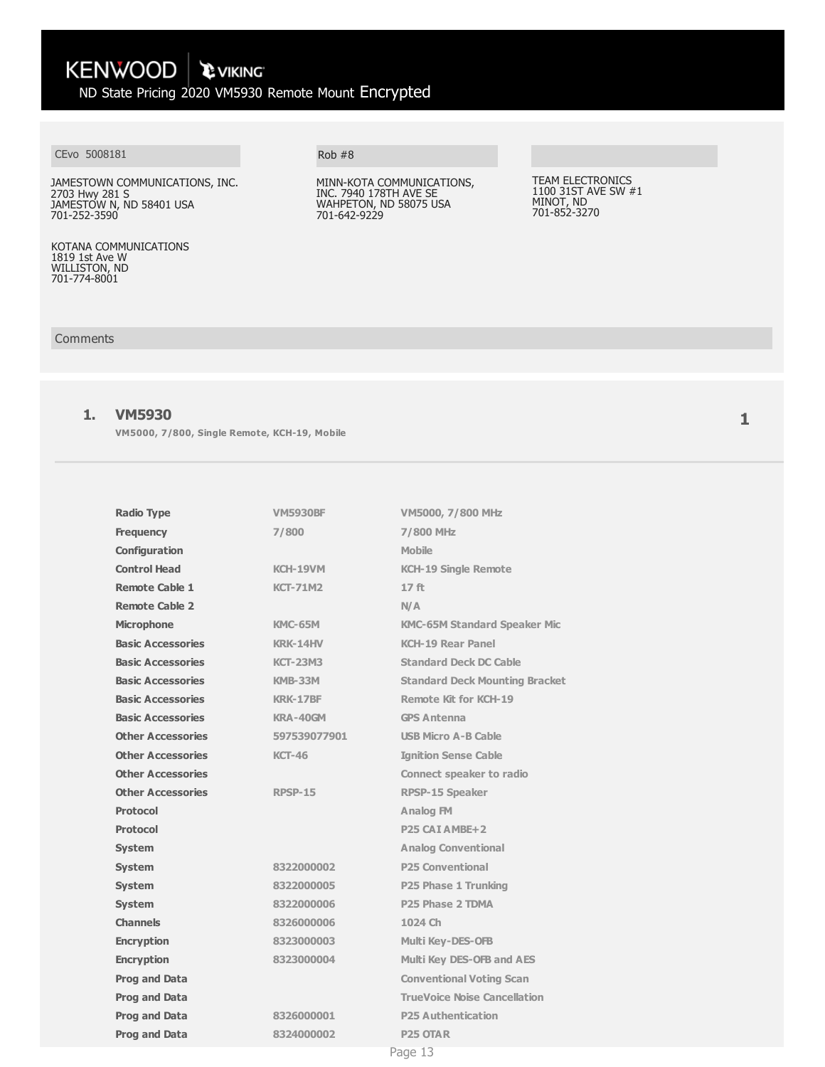KENWOOD | VIKING

# ND State Pricing 2020 VM5930 Remote Mount Encrypted

CEvo 5008181

JAMESTOWN COMMUNICATIONS, INC.
2703 Hwy 281 S
JAMESTOWN, ND 58401 USA
701-252-3590

KOTANA COMMUNICATIONS
1819 1st Ave W
WILLISTON, ND
701-774-8001

Rob #8

MINN-KOTA COMMUNICATIONS, INC. 7940 178TH AVE SE
WAHPETON, ND 58075 USA
701-642-9229

TEAM ELECTRONICS
1100 31ST AVE SW #1
MINOT, ND
701-852-3270

Comments

## 1. VM5930

**VM5000, 7/800, Single Remote, KCH-19, Mobile**

1

| | | |
|---|---|---|
| **Radio Type** | VM5930BF | VM5000, 7/800 MHz |
| **Frequency** | 7/800 | 7/800 MHz |
| **Configuration** | | Mobile |
| **Control Head** | KCH-19VM | KCH-19 Single Remote |
| **Remote Cable 1** | KCT-71M2 | 17 ft |
| **Remote Cable 2** | | N/A |
| **Microphone** | KMC-65M | KMC-65M Standard Speaker Mic |
| **Basic Accessories** | KRK-14HV | KCH-19 Rear Panel |
| **Basic Accessories** | KCT-23M3 | Standard Deck DC Cable |
| **Basic Accessories** | KMB-33M | Standard Deck Mounting Bracket |
| **Basic Accessories** | KRK-17BF | Remote Kit for KCH-19 |
| **Basic Accessories** | KRA-40GM | GPS Antenna |
| **Other Accessories** | 597539077901 | USB Micro A-B Cable |
| **Other Accessories** | KCT-46 | Ignition Sense Cable |
| **Other Accessories** | | Connect speaker to radio |
| **Other Accessories** | RPSP-15 | RPSP-15 Speaker |
| **Protocol** | | Analog FM |
| **Protocol** | | P25 CAI AMBE+2 |
| **System** | | Analog Conventional |
| **System** | 8322000002 | P25 Conventional |
| **System** | 8322000005 | P25 Phase 1 Trunking |
| **System** | 8322000006 | P25 Phase 2 TDMA |
| **Channels** | 8326000006 | 1024 Ch |
| **Encryption** | 8323000003 | Multi Key-DES-OFB |
| **Encryption** | 8323000004 | Multi Key DES-OFB and AES |
| **Prog and Data** | | Conventional Voting Scan |
| **Prog and Data** | | TrueVoice Noise Cancellation |
| **Prog and Data** | 8326000001 | P25 Authentication |
| **Prog and Data** | 8324000002 | P25 OTAR |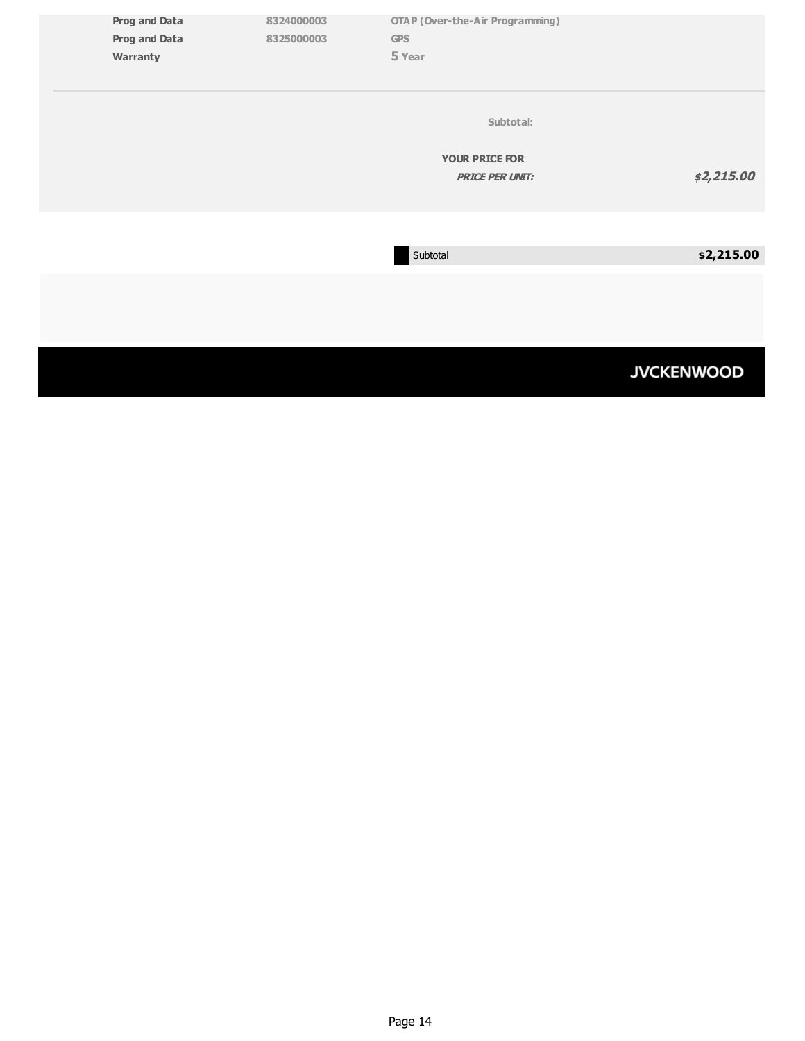| | | |
|---|---|---|
| **Prog and Data** | 8324000003 | OTAP (Over-the-Air Programming) |
| **Prog and Data** | 8325000003 | GPS |
| **Warranty** | | 5 Year |

**Subtotal:**

**YOUR PRICE FOR**
***PRICE PER UNIT:*** ***$2,215.00***

| Subtotal | **$2,215.00** |
|---|---|

JVCKENWOOD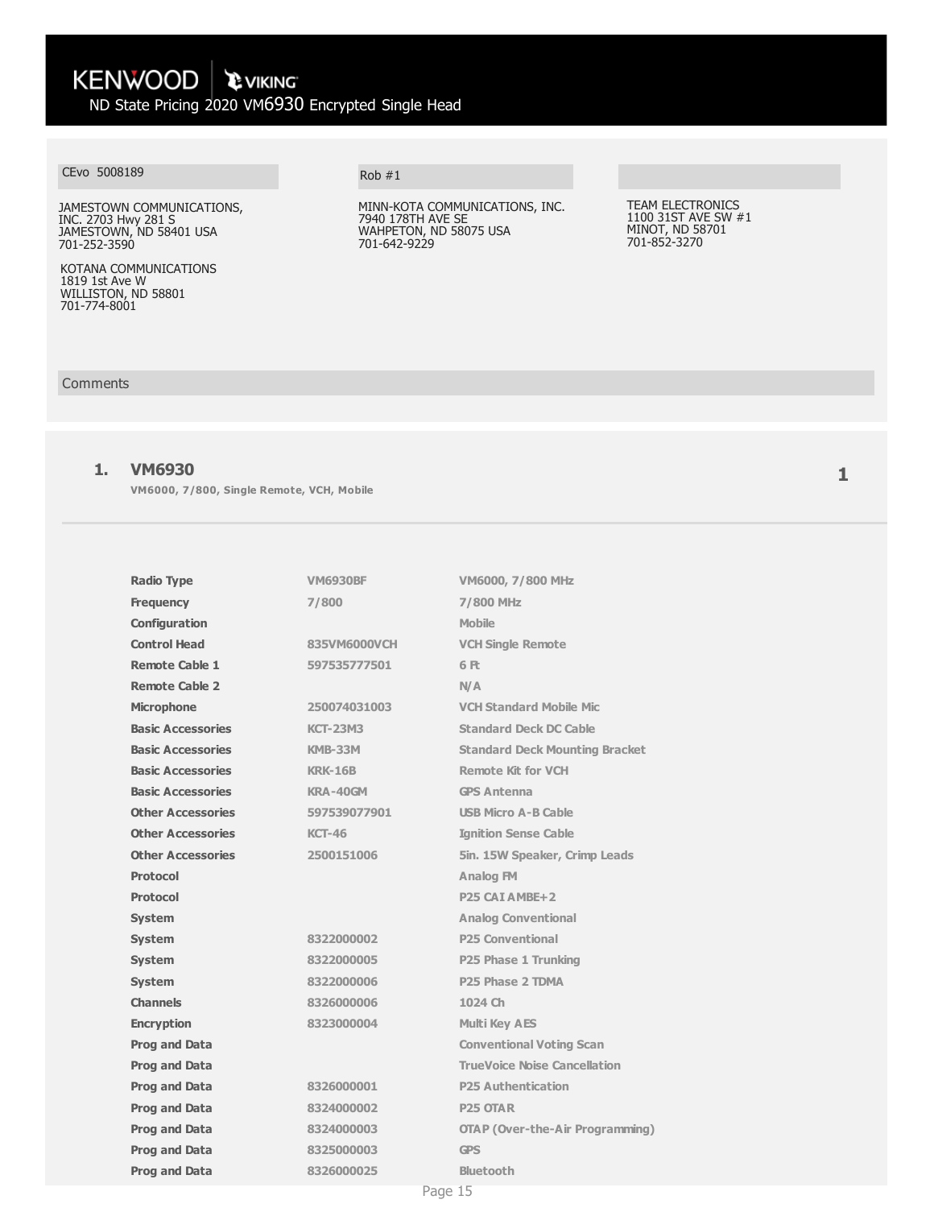KENWOOD | VIKING

ND State Pricing 2020 VM6930 Encrypted Single Head

| CEvo 5008189 | Rob #1 | |
|---|---|---|
| JAMESTOWN COMMUNICATIONS, INC. 2703 Hwy 281 S<br>JAMESTOWN, ND 58401 USA<br>701-252-3590 | MINN-KOTA COMMUNICATIONS, INC.<br>7940 178TH AVE SE<br>WAHPETON, ND 58075 USA<br>701-642-9229 | TEAM ELECTRONICS<br>1100 31ST AVE SW #1<br>MINOT, ND 58701<br>701-852-3270 |
| KOTANA COMMUNICATIONS<br>1819 1st Ave W<br>WILLISTON, ND 58801<br>701-774-8001 | | |

Comments

## 1. VM6930

**VM6000, 7/800, Single Remote, VCH, Mobile** — **1**

| | | |
|---|---|---|
| **Radio Type** | VM6930BF | VM6000, 7/800 MHz |
| **Frequency** | 7/800 | 7/800 MHz |
| **Configuration** | | Mobile |
| **Control Head** | 835VM6000VCH | VCH Single Remote |
| **Remote Cable 1** | 597535777501 | 6 Ft |
| **Remote Cable 2** | | N/A |
| **Microphone** | 250074031003 | VCH Standard Mobile Mic |
| **Basic Accessories** | KCT-23M3 | Standard Deck DC Cable |
| **Basic Accessories** | KMB-33M | Standard Deck Mounting Bracket |
| **Basic Accessories** | KRK-16B | Remote Kit for VCH |
| **Basic Accessories** | KRA-40GM | GPS Antenna |
| **Other Accessories** | 597539077901 | USB Micro A-B Cable |
| **Other Accessories** | KCT-46 | Ignition Sense Cable |
| **Other Accessories** | 2500151006 | 5in. 15W Speaker, Crimp Leads |
| **Protocol** | | Analog FM |
| **Protocol** | | P25 CAI AMBE+2 |
| **System** | | Analog Conventional |
| **System** | 8322000002 | P25 Conventional |
| **System** | 8322000005 | P25 Phase 1 Trunking |
| **System** | 8322000006 | P25 Phase 2 TDMA |
| **Channels** | 8326000006 | 1024 Ch |
| **Encryption** | 8323000004 | Multi Key AES |
| **Prog and Data** | | Conventional Voting Scan |
| **Prog and Data** | | TrueVoice Noise Cancellation |
| **Prog and Data** | 8326000001 | P25 Authentication |
| **Prog and Data** | 8324000002 | P25 OTAR |
| **Prog and Data** | 8324000003 | OTAP (Over-the-Air Programming) |
| **Prog and Data** | 8325000003 | GPS |
| **Prog and Data** | 8326000025 | Bluetooth |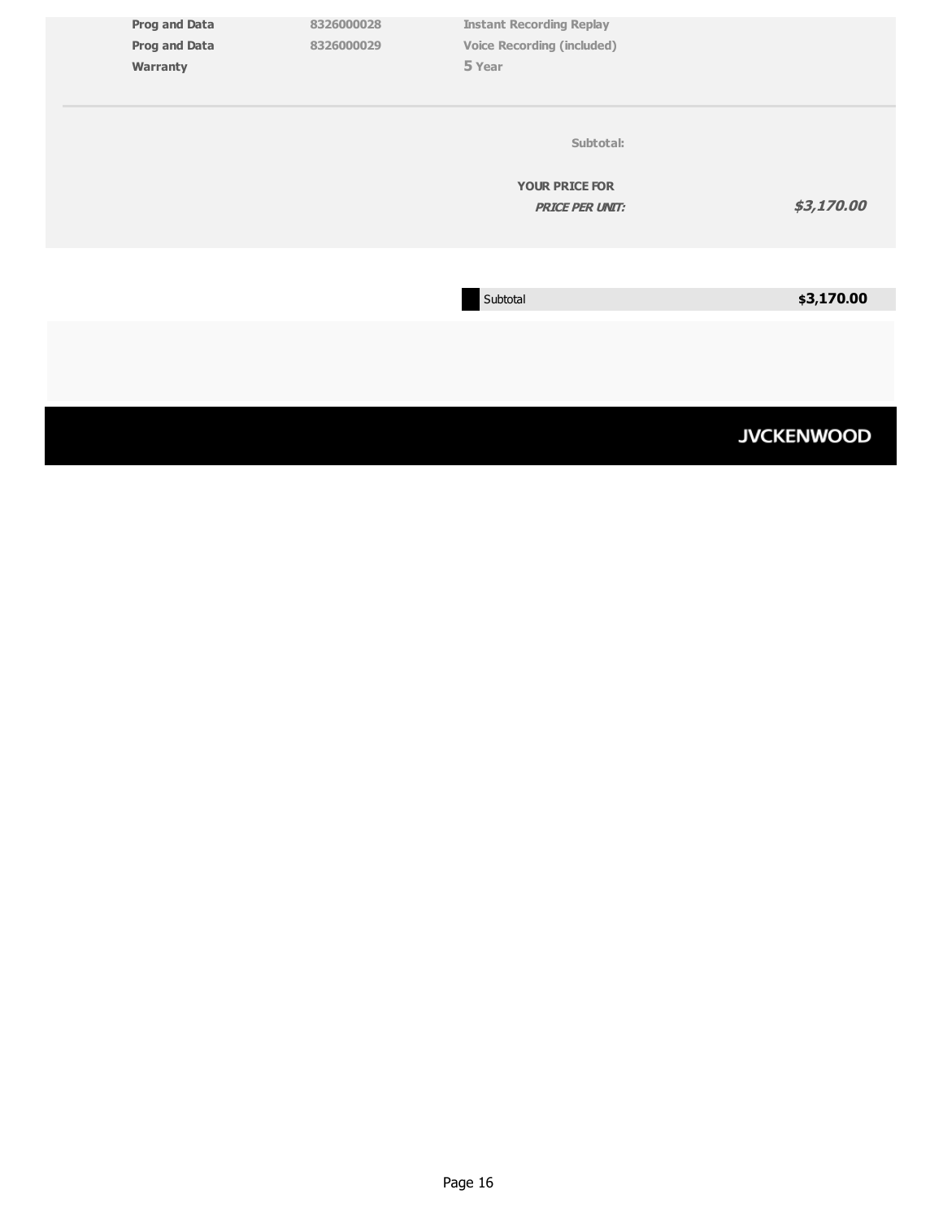| | | |
|---|---|---|
| **Prog and Data** | 8326000028 | Instant Recording Replay |
| **Prog and Data** | 8326000029 | Voice Recording (included) |
| **Warranty** | | **5** Year |

**Subtotal:**

**YOUR PRICE FOR**
***PRICE PER UNIT:*** ***$3,170.00***

| Subtotal | **$3,170.00** |
|---|---|

**JVCKENWOOD**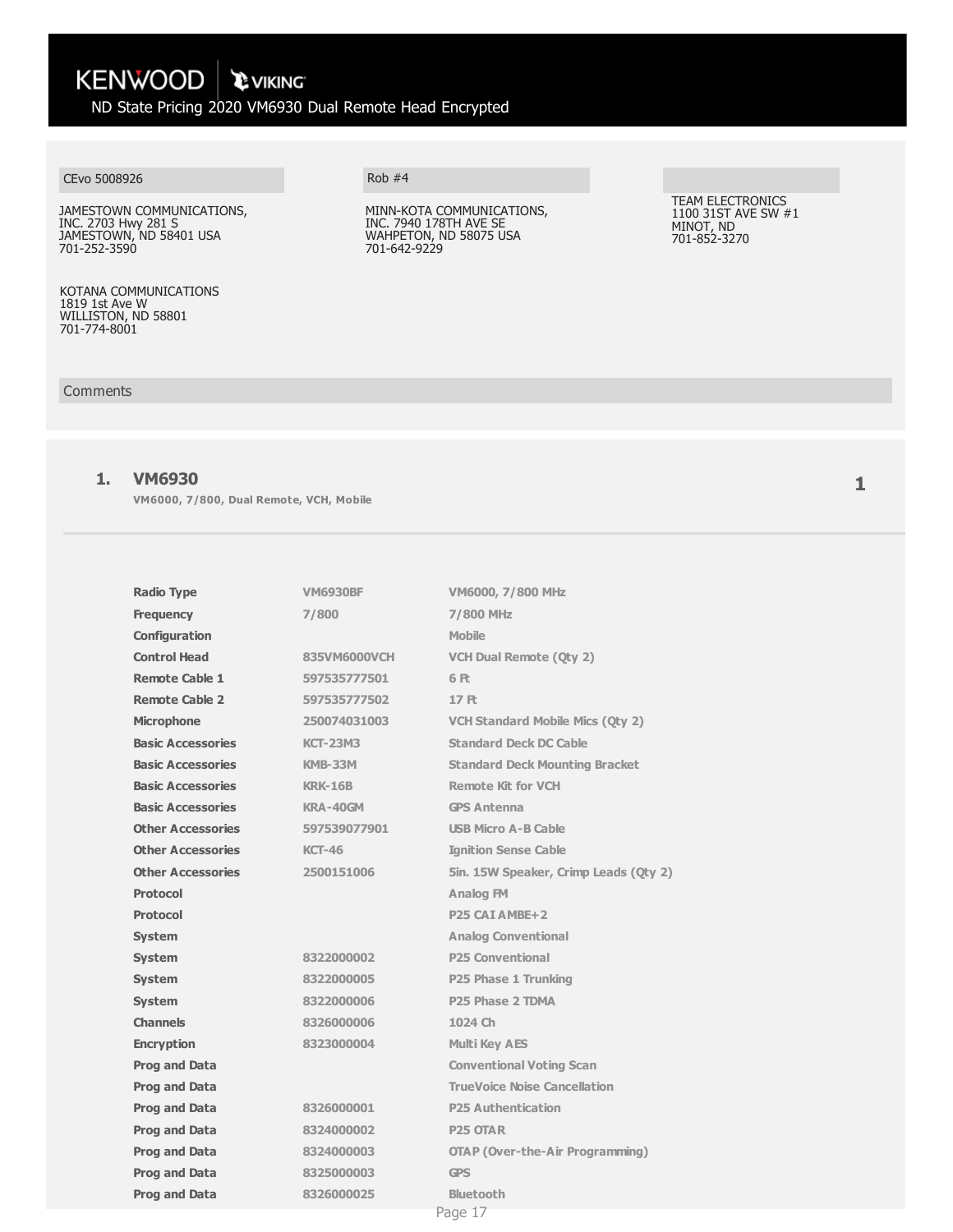KENWOOD | VIKING

ND State Pricing 2020 VM6930 Dual Remote Head Encrypted

| CEvo 5008926 | Rob #4 | |
|---|---|---|
| JAMESTOWN COMMUNICATIONS, INC. 2703 Hwy 281 S JAMESTOWN, ND 58401 USA 701-252-3590 | MINN-KOTA COMMUNICATIONS, INC. 7940 178TH AVE SE WAHPETON, ND 58075 USA 701-642-9229 | TEAM ELECTRONICS 1100 31ST AVE SW #1 MINOT, ND 701-852-3270 |
| KOTANA COMMUNICATIONS 1819 1st Ave W WILLISTON, ND 58801 701-774-8001 | | |

Comments

## 1. VM6930

**VM6000, 7/800, Dual Remote, VCH, Mobile**

**1**

| | | |
|---|---|---|
| Radio Type | VM6930BF | VM6000, 7/800 MHz |
| Frequency | 7/800 | 7/800 MHz |
| Configuration | | Mobile |
| Control Head | 835VM6000VCH | VCH Dual Remote (Qty 2) |
| Remote Cable 1 | 597535777501 | 6 Ft |
| Remote Cable 2 | 597535777502 | 17 Ft |
| Microphone | 250074031003 | VCH Standard Mobile Mics (Qty 2) |
| Basic Accessories | KCT-23M3 | Standard Deck DC Cable |
| Basic Accessories | KMB-33M | Standard Deck Mounting Bracket |
| Basic Accessories | KRK-16B | Remote Kit for VCH |
| Basic Accessories | KRA-40GM | GPS Antenna |
| Other Accessories | 597539077901 | USB Micro A-B Cable |
| Other Accessories | KCT-46 | Ignition Sense Cable |
| Other Accessories | 2500151006 | 5in. 15W Speaker, Crimp Leads (Qty 2) |
| Protocol | | Analog FM |
| Protocol | | P25 CAI AMBE+2 |
| System | | Analog Conventional |
| System | 8322000002 | P25 Conventional |
| System | 8322000005 | P25 Phase 1 Trunking |
| System | 8322000006 | P25 Phase 2 TDMA |
| Channels | 8326000006 | 1024 Ch |
| Encryption | 8323000004 | Multi Key AES |
| Prog and Data | | Conventional Voting Scan |
| Prog and Data | | TrueVoice Noise Cancellation |
| Prog and Data | 8326000001 | P25 Authentication |
| Prog and Data | 8324000002 | P25 OTAR |
| Prog and Data | 8324000003 | OTAP (Over-the-Air Programming) |
| Prog and Data | 8325000003 | GPS |
| Prog and Data | 8326000025 | Bluetooth |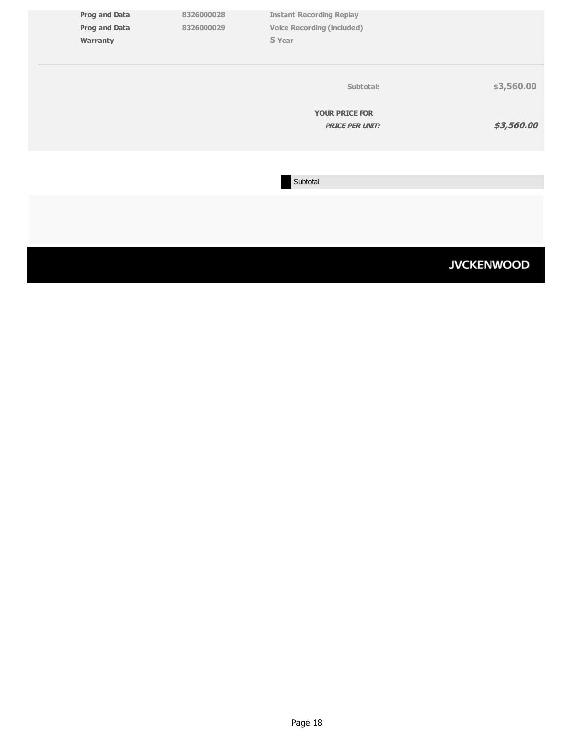| | | |
|---|---|---|
| **Prog and Data** | 8326000028 | Instant Recording Replay |
| **Prog and Data** | 8326000029 | Voice Recording (included) |
| **Warranty** | | **5** Year |

| | |
|---|---|
| **Subtotal:** | **$3,560.00** |
| **YOUR PRICE FOR** | |
| ***PRICE PER UNIT:*** | ***$3,560.00*** |

Subtotal

JVCKENWOOD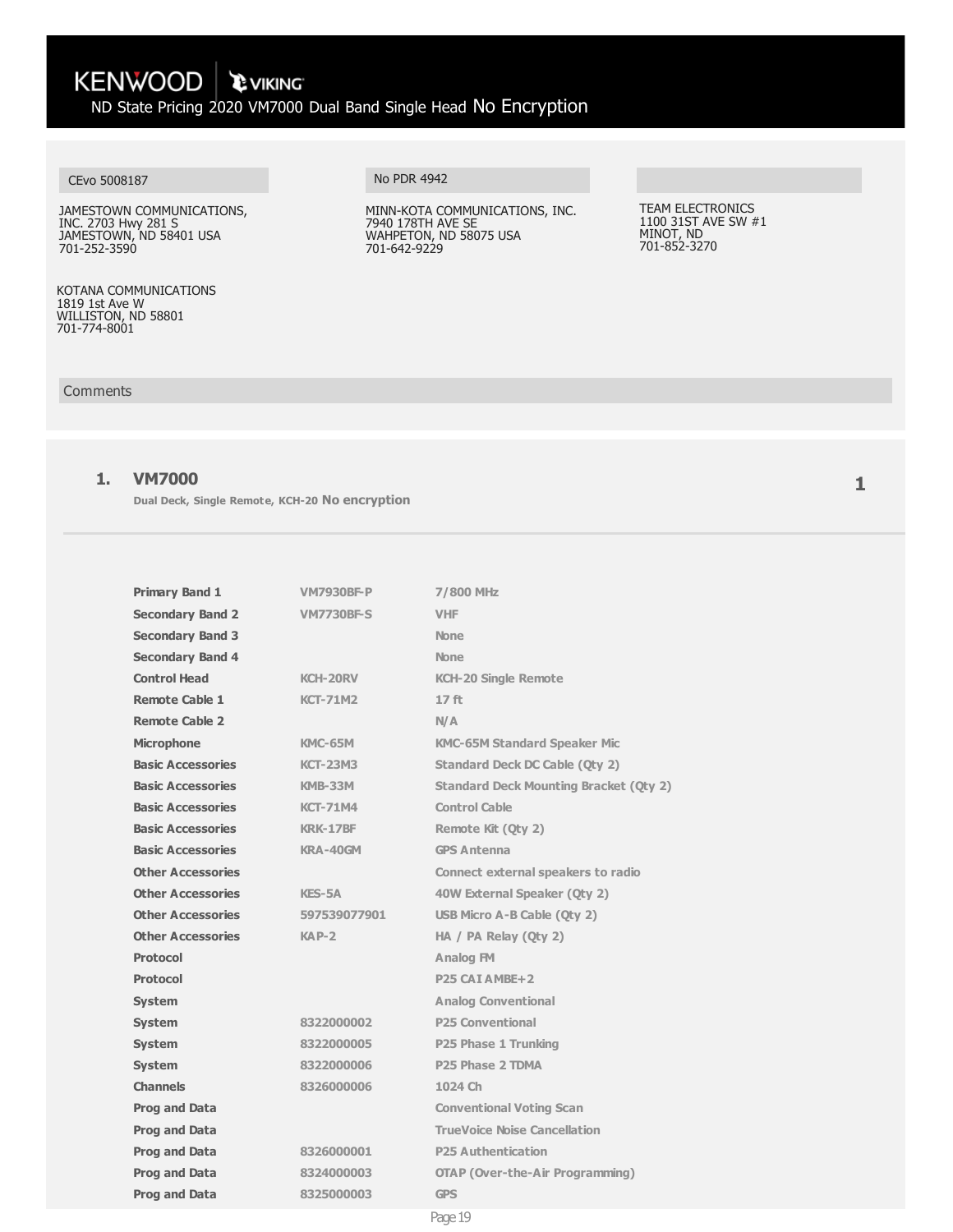# KENWOOD | VIKING

## ND State Pricing 2020 VM7000 Dual Band Single Head No Encryption

| CEvo 5008187 | No PDR 4942 | |
|---|---|---|
| JAMESTOWN COMMUNICATIONS, INC. 2703 Hwy 281 S JAMESTOWN, ND 58401 USA 701-252-3590 | MINN-KOTA COMMUNICATIONS, INC. 7940 178TH AVE SE WAHPETON, ND 58075 USA 701-642-9229 | TEAM ELECTRONICS 1100 31ST AVE SW #1 MINOT, ND 701-852-3270 |

KOTANA COMMUNICATIONS
1819 1st Ave W
WILLISTON, ND 58801
701-774-8001

Comments

### 1. VM7000

Dual Deck, Single Remote, KCH-20 **No encryption**

**1**

| | | |
|---|---|---|
| **Primary Band 1** | VM7930BF-P | 7/800 MHz |
| **Secondary Band 2** | VM7730BF-S | VHF |
| **Secondary Band 3** | | None |
| **Secondary Band 4** | | None |
| **Control Head** | KCH-20RV | KCH-20 Single Remote |
| **Remote Cable 1** | KCT-71M2 | 17 ft |
| **Remote Cable 2** | | N/A |
| **Microphone** | KMC-65M | KMC-65M Standard Speaker Mic |
| **Basic Accessories** | KCT-23M3 | Standard Deck DC Cable (Qty 2) |
| **Basic Accessories** | KMB-33M | Standard Deck Mounting Bracket (Qty 2) |
| **Basic Accessories** | KCT-71M4 | Control Cable |
| **Basic Accessories** | KRK-17BF | Remote Kit (Qty 2) |
| **Basic Accessories** | KRA-40GM | GPS Antenna |
| **Other Accessories** | | Connect external speakers to radio |
| **Other Accessories** | KES-5A | 40W External Speaker (Qty 2) |
| **Other Accessories** | 597539077901 | USB Micro A-B Cable (Qty 2) |
| **Other Accessories** | KAP-2 | HA / PA Relay (Qty 2) |
| **Protocol** | | Analog FM |
| **Protocol** | | P25 CAI AMBE+2 |
| **System** | | Analog Conventional |
| **System** | 8322000002 | P25 Conventional |
| **System** | 8322000005 | P25 Phase 1 Trunking |
| **System** | 8322000006 | P25 Phase 2 TDMA |
| **Channels** | 8326000006 | 1024 Ch |
| **Prog and Data** | | Conventional Voting Scan |
| **Prog and Data** | | TrueVoice Noise Cancellation |
| **Prog and Data** | 8326000001 | P25 Authentication |
| **Prog and Data** | 8324000003 | OTAP (Over-the-Air Programming) |
| **Prog and Data** | 8325000003 | GPS |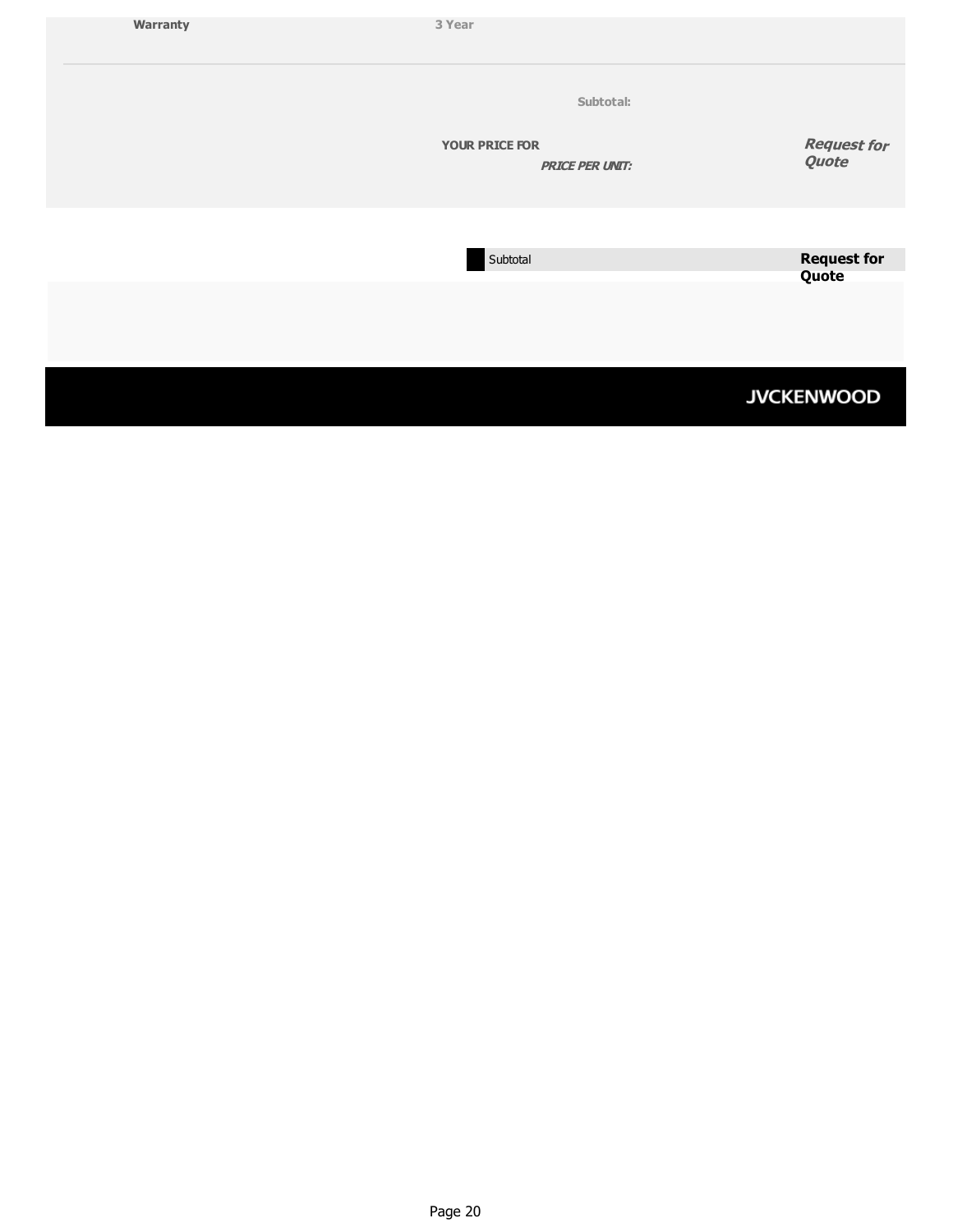| | |
|---|---|
| **Warranty** | **3 Year** |

| | |
|---|---|
| **Subtotal:** | |
| **YOUR PRICE FOR** ***PRICE PER UNIT:*** | ***Request for Quote*** |

| | |
|---|---|
| Subtotal | **Request for Quote** |

JVCKENWOOD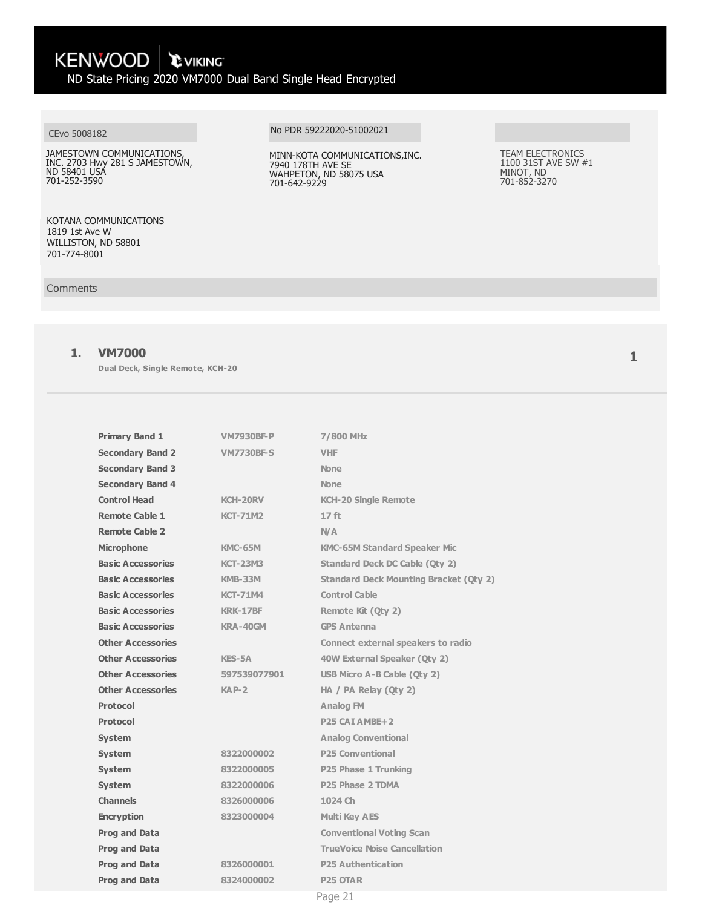KENWOOD | VIKING

ND State Pricing 2020 VM7000 Dual Band Single Head Encrypted

CEvo 5008182

JAMESTOWN COMMUNICATIONS, INC. 2703 Hwy 281 S JAMESTOWN, ND 58401 USA
701-252-3590

No PDR 59222020-51002021

MINN-KOTA COMMUNICATIONS,INC.
7940 178TH AVE SE
WAHPETON, ND 58075 USA
701-642-9229

TEAM ELECTRONICS
1100 31ST AVE SW #1
MINOT, ND
701-852-3270

KOTANA COMMUNICATIONS
1819 1st Ave W
WILLISTON, ND 58801
701-774-8001

Comments

## 1. VM7000

**Dual Deck, Single Remote, KCH-20**

1

| | | |
|---|---|---|
| **Primary Band 1** | VM7930BF-P | 7/800 MHz |
| **Secondary Band 2** | VM7730BF-S | VHF |
| **Secondary Band 3** | | None |
| **Secondary Band 4** | | None |
| **Control Head** | KCH-20RV | KCH-20 Single Remote |
| **Remote Cable 1** | KCT-71M2 | 17 ft |
| **Remote Cable 2** | | N/A |
| **Microphone** | KMC-65M | KMC-65M Standard Speaker Mic |
| **Basic Accessories** | KCT-23M3 | Standard Deck DC Cable (Qty 2) |
| **Basic Accessories** | KMB-33M | Standard Deck Mounting Bracket (Qty 2) |
| **Basic Accessories** | KCT-71M4 | Control Cable |
| **Basic Accessories** | KRK-17BF | Remote Kit (Qty 2) |
| **Basic Accessories** | KRA-40GM | GPS Antenna |
| **Other Accessories** | | Connect external speakers to radio |
| **Other Accessories** | KES-5A | 40W External Speaker (Qty 2) |
| **Other Accessories** | 597539077901 | USB Micro A-B Cable (Qty 2) |
| **Other Accessories** | KAP-2 | HA / PA Relay (Qty 2) |
| **Protocol** | | Analog FM |
| **Protocol** | | P25 CAI AMBE+2 |
| **System** | | Analog Conventional |
| **System** | 8322000002 | P25 Conventional |
| **System** | 8322000005 | P25 Phase 1 Trunking |
| **System** | 8322000006 | P25 Phase 2 TDMA |
| **Channels** | 8326000006 | 1024 Ch |
| **Encryption** | 8323000004 | Multi Key AES |
| **Prog and Data** | | Conventional Voting Scan |
| **Prog and Data** | | TrueVoice Noise Cancellation |
| **Prog and Data** | 8326000001 | P25 Authentication |
| **Prog and Data** | 8324000002 | P25 OTAR |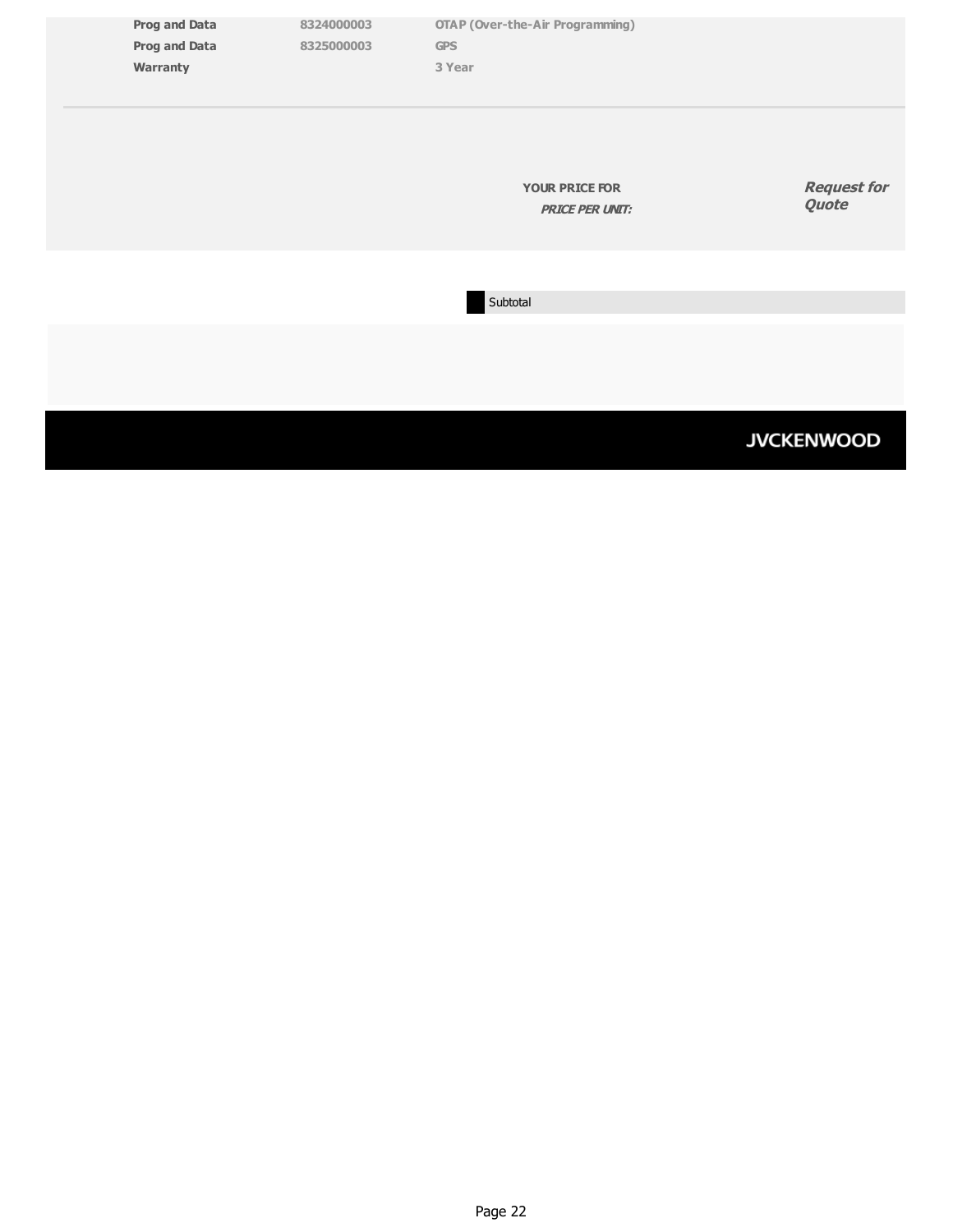| | | |
|---|---|---|
| **Prog and Data** | 8324000003 | OTAP (Over-the-Air Programming) |
| **Prog and Data** | 8325000003 | GPS |
| **Warranty** | | 3 Year |

**YOUR PRICE FOR**
***PRICE PER UNIT:*** ***Request for Quote***

Subtotal

JVCKENWOOD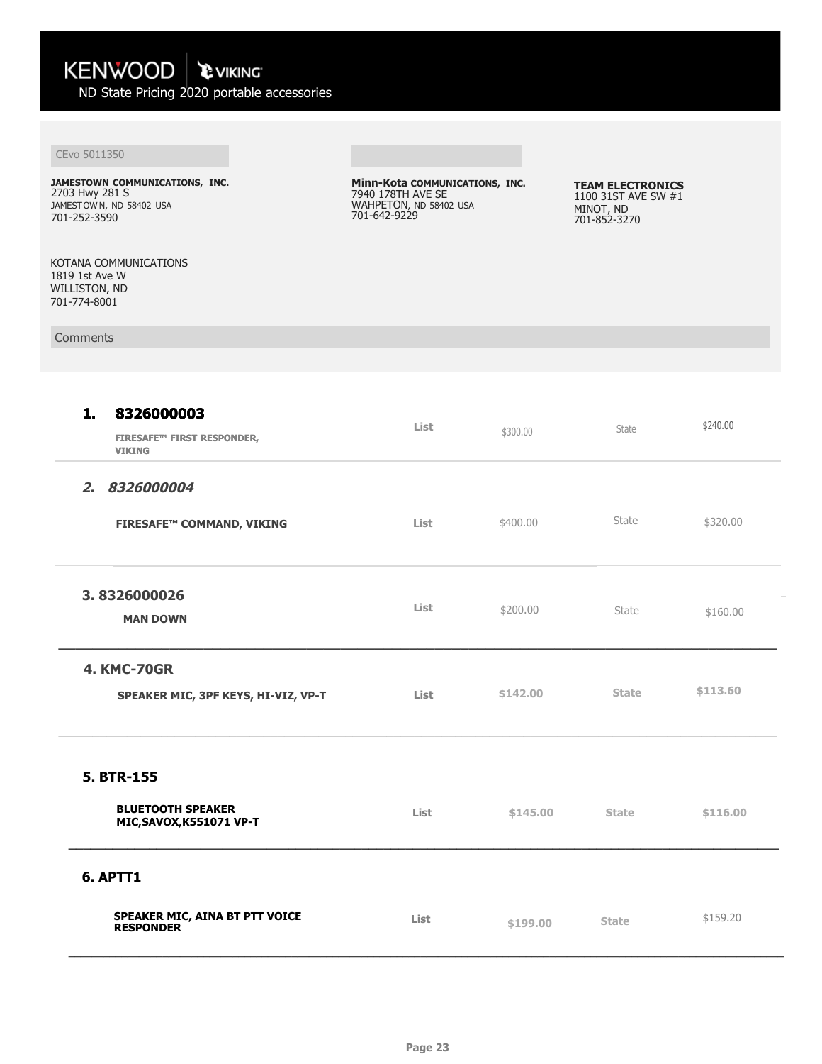KENWOOD | VIKING

ND State Pricing 2020 portable accessories

CEvo 5011350

**JAMESTOWN COMMUNICATIONS, INC.**
2703 Hwy 281 S
JAMESTOWN, ND 58402 USA
701-252-3590

**Minn-Kota COMMUNICATIONS, INC.**
7940 178TH AVE SE
WAHPETON, ND 58402 USA
701-642-9229

**TEAM ELECTRONICS**
1100 31ST AVE SW #1
MINOT, ND
701-852-3270

KOTANA COMMUNICATIONS
1819 1st Ave W
WILLISTON, ND
701-774-8001

Comments

| Item | Description | | List | | State |
|---|---|---|---|---|---|
| **1. 8326000003** | FIRESAFE™ FIRST RESPONDER, VIKING | List | $300.00 | State | $240.00 |
| **2. 8326000004** | FIRESAFE™ COMMAND, VIKING | List | $400.00 | State | $320.00 |
| **3. 8326000026** | MAN DOWN | List | $200.00 | State | $160.00 |
| **4. KMC-70GR** | SPEAKER MIC, 3PF KEYS, HI-VIZ, VP-T | List | $142.00 | State | $113.60 |
| **5. BTR-155** | BLUETOOTH SPEAKER MIC,SAVOX,K551071 VP-T | List | $145.00 | State | $116.00 |
| **6. APTT1** | SPEAKER MIC, AINA BT PTT VOICE RESPONDER | List | $199.00 | State | $159.20 |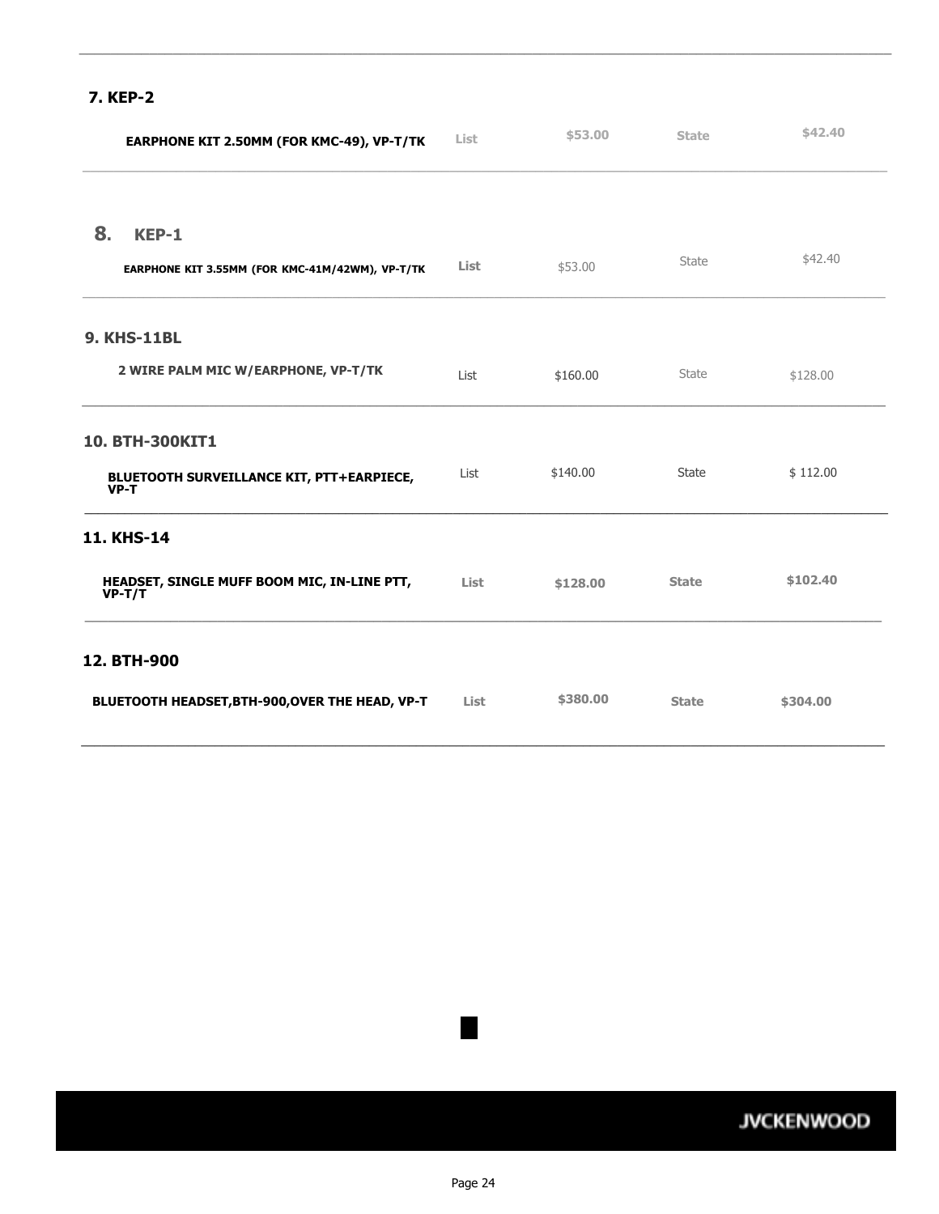### 7. KEP-2

| | | | | |
|---|---|---|---|---|
| **EARPHONE KIT 2.50MM (FOR KMC-49), VP-T/TK** | List | $53.00 | State | $42.40 |

### 8. KEP-1

| | | | | |
|---|---|---|---|---|
| **EARPHONE KIT 3.55MM (FOR KMC-41M/42WM), VP-T/TK** | List | $53.00 | State | $42.40 |

### 9. KHS-11BL

| | | | | |
|---|---|---|---|---|
| **2 WIRE PALM MIC W/EARPHONE, VP-T/TK** | List | $160.00 | State | $128.00 |

### 10. BTH-300KIT1

| | | | | |
|---|---|---|---|---|
| **BLUETOOTH SURVEILLANCE KIT, PTT+EARPIECE, VP-T** | List | $140.00 | State | $ 112.00 |

### 11. KHS-14

| | | | | |
|---|---|---|---|---|
| **HEADSET, SINGLE MUFF BOOM MIC, IN-LINE PTT, VP-T/T** | List | $128.00 | State | $102.40 |

### 12. BTH-900

| | | | | |
|---|---|---|---|---|
| **BLUETOOTH HEADSET,BTH-900,OVER THE HEAD, VP-T** | List | $380.00 | State | $304.00 |

JVCKENWOOD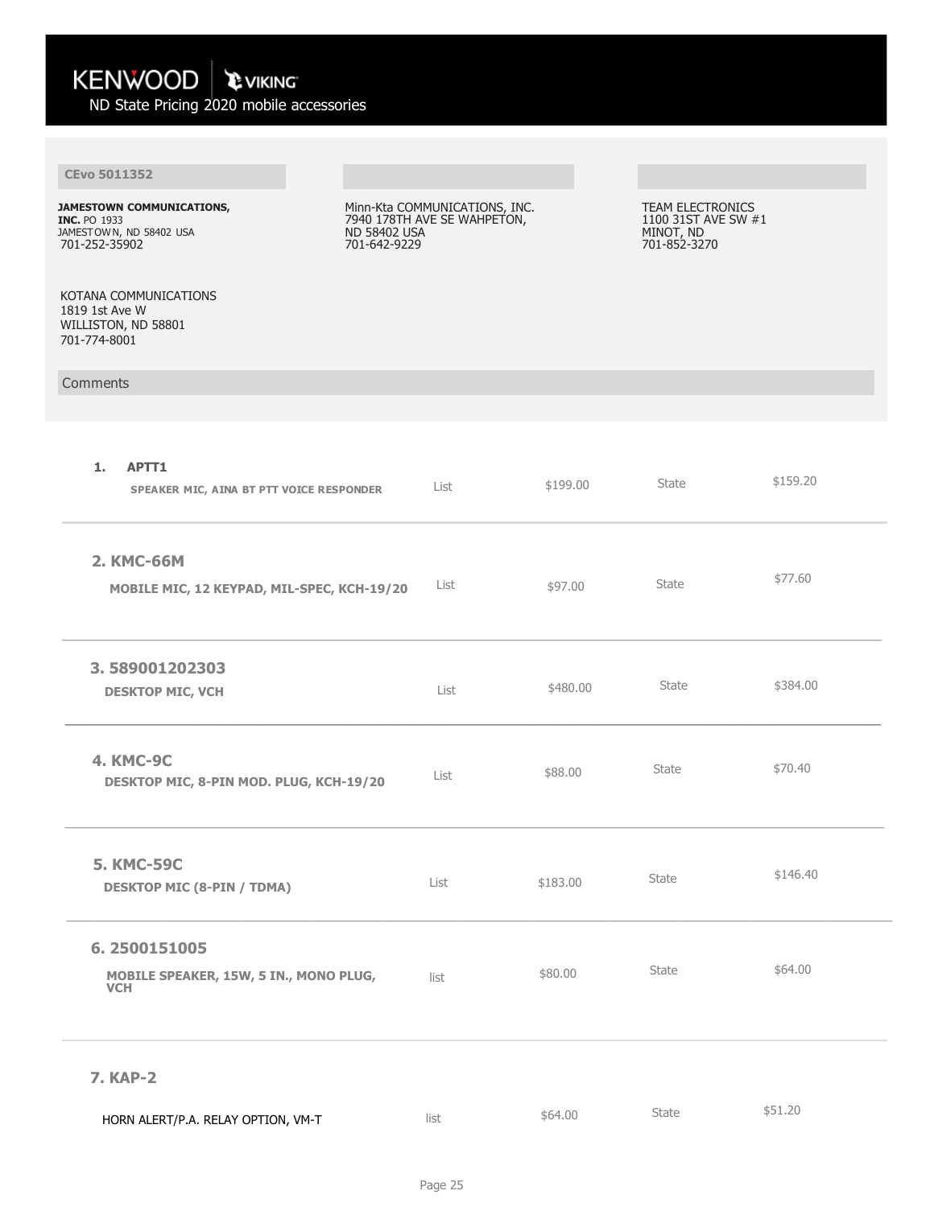KENWOOD | VIKING

ND State Pricing 2020 mobile accessories

**CEvo 5011352**

**JAMESTOWN COMMUNICATIONS, INC.** PO 1933
JAMESTOWN, ND 58402 USA
701-252-35902

Minn-Kta COMMUNICATIONS, INC.
7940 178TH AVE SE WAHPETON, ND 58402 USA
701-642-9229

TEAM ELECTRONICS
1100 31ST AVE SW #1
MINOT, ND
701-852-3270

KOTANA COMMUNICATIONS
1819 1st Ave W
WILLISTON, ND 58801
701-774-8001

Comments

| Item | Description | | List Price | | State Price |
|---|---|---|---|---|---|
| 1. APTT1 | SPEAKER MIC, AINA BT PTT VOICE RESPONDER | List | $199.00 | State | $159.20 |
| 2. KMC-66M | MOBILE MIC, 12 KEYPAD, MIL-SPEC, KCH-19/20 | List | $97.00 | State | $77.60 |
| 3. 589001202303 | DESKTOP MIC, VCH | List | $480.00 | State | $384.00 |
| 4. KMC-9C | DESKTOP MIC, 8-PIN MOD. PLUG, KCH-19/20 | List | $88.00 | State | $70.40 |
| 5. KMC-59C | DESKTOP MIC (8-PIN / TDMA) | List | $183.00 | State | $146.40 |
| 6. 2500151005 | MOBILE SPEAKER, 15W, 5 IN., MONO PLUG, VCH | list | $80.00 | State | $64.00 |
| 7. KAP-2 | HORN ALERT/P.A. RELAY OPTION, VM-T | list | $64.00 | State | $51.20 |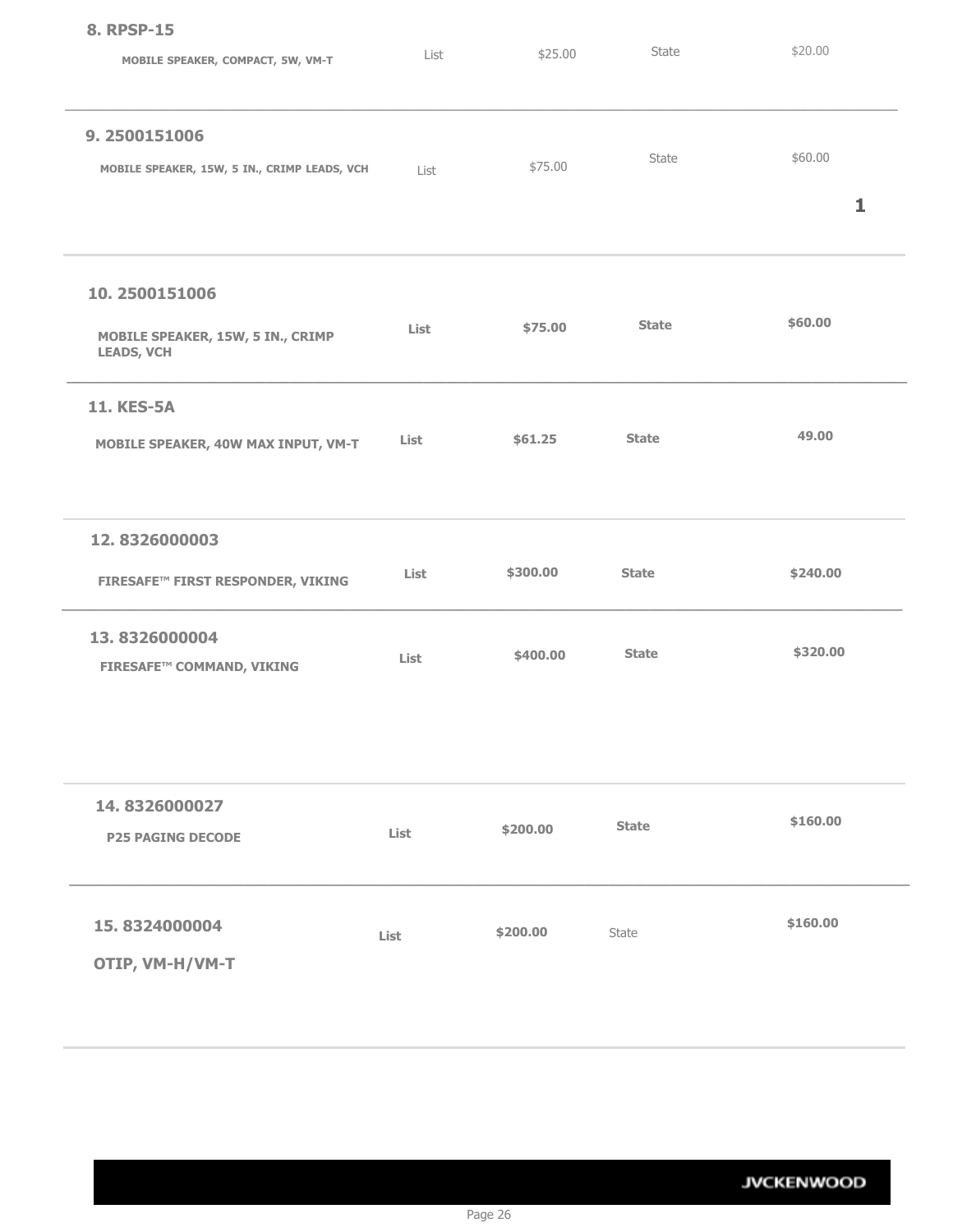**8. RPSP-15**

MOBILE SPEAKER, COMPACT, 5W, VM-T — List $25.00 — State $20.00

**9. 2500151006**

MOBILE SPEAKER, 15W, 5 IN., CRIMP LEADS, VCH — List $75.00 — State $60.00

**1**

**10. 2500151006**

MOBILE SPEAKER, 15W, 5 IN., CRIMP LEADS, VCH — List $75.00 — State $60.00

**11. KES-5A**

MOBILE SPEAKER, 40W MAX INPUT, VM-T — List $61.25 — State 49.00

**12. 8326000003**

FIRESAFE™ FIRST RESPONDER, VIKING — List $300.00 — State $240.00

**13. 8326000004**

FIRESAFE™ COMMAND, VIKING — List $400.00 — State $320.00

**14. 8326000027**

P25 PAGING DECODE — List $200.00 — State $160.00

**15. 8324000004**

OTIP, VM-H/VM-T — List $200.00 — State $160.00

JVCKENWOOD